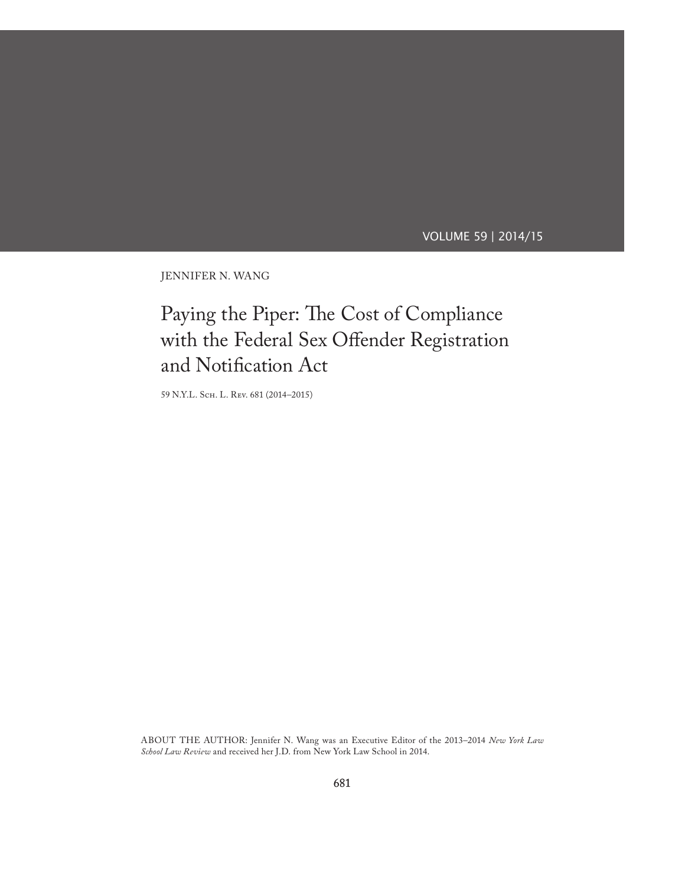JENNIFER N. WANG

# Paying the Piper: The Cost of Compliance with the Federal Sex Offender Registration and Notification Act

59 N.Y.L. Sch. L. Rev. 681 (2014–2015)

ABOUT THE AUTHOR: Jennifer N. Wang was an Executive Editor of the 2013–2014 *New York Law School Law Review* and received her J.D. from New York Law School in 2014.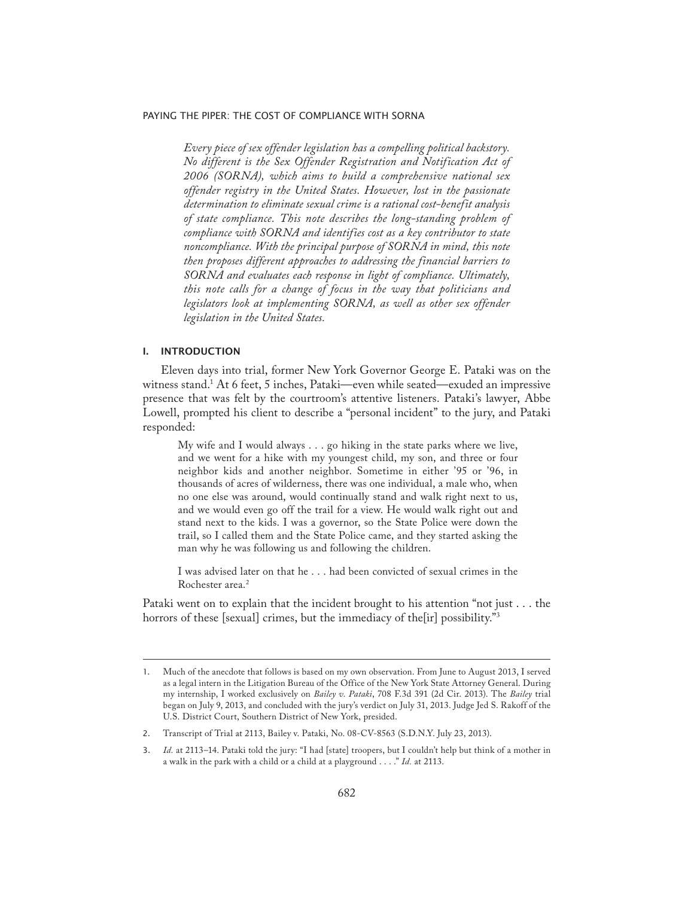*Every piece of sex offender legislation has a compelling political backstory. No different is the Sex Offender Registration and Notification Act of 2006 (SORNA), which aims to build a comprehensive national sex offender registry in the United States. However, lost in the passionate determination to eliminate sexual crime is a rational cost-benefit analysis of state compliance. This note describes the long-standing problem of compliance with SORNA and identifies cost as a key contributor to state noncompliance. With the principal purpose of SORNA in mind, this note then proposes different approaches to addressing the financial barriers to SORNA and evaluates each response in light of compliance. Ultimately, this note calls for a change of focus in the way that politicians and legislators look at implementing SORNA, as well as other sex offender legislation in the United States.*

## I. INTRODUCTION

Eleven days into trial, former New York Governor George E. Pataki was on the witness stand.[1] At 6 feet, 5 inches, Pataki—even while seated—exuded an impressive presence that was felt by the courtroom's attentive listeners. Pataki's lawyer, Abbe Lowell, prompted his client to describe a "personal incident" to the jury, and Pataki responded:

> My wife and I would always . . . go hiking in the state parks where we live, and we went for a hike with my youngest child, my son, and three or four neighbor kids and another neighbor. Sometime in either '95 or '96, in thousands of acres of wilderness, there was one individual, a male who, when no one else was around, would continually stand and walk right next to us, and we would even go off the trail for a view. He would walk right out and stand next to the kids. I was a governor, so the State Police were down the trail, so I called them and the State Police came, and they started asking the man why he was following us and following the children.
>
> I was advised later on that he . . . had been convicted of sexual crimes in the Rochester area.[2]

Pataki went on to explain that the incident brought to his attention "not just . . . the horrors of these [sexual] crimes, but the immediacy of the[ir] possibility."[3]

---

1. Much of the anecdote that follows is based on my own observation. From June to August 2013, I served as a legal intern in the Litigation Bureau of the Office of the New York State Attorney General. During my internship, I worked exclusively on *Bailey v. Pataki*, 708 F.3d 391 (2d Cir. 2013). The *Bailey* trial began on July 9, 2013, and concluded with the jury's verdict on July 31, 2013. Judge Jed S. Rakoff of the U.S. District Court, Southern District of New York, presided.

2. Transcript of Trial at 2113, Bailey v. Pataki, No. 08-CV-8563 (S.D.N.Y. July 23, 2013).

3. *Id.* at 2113–14. Pataki told the jury: "I had [state] troopers, but I couldn't help but think of a mother in a walk in the park with a child or a child at a playground . . . ." *Id.* at 2113.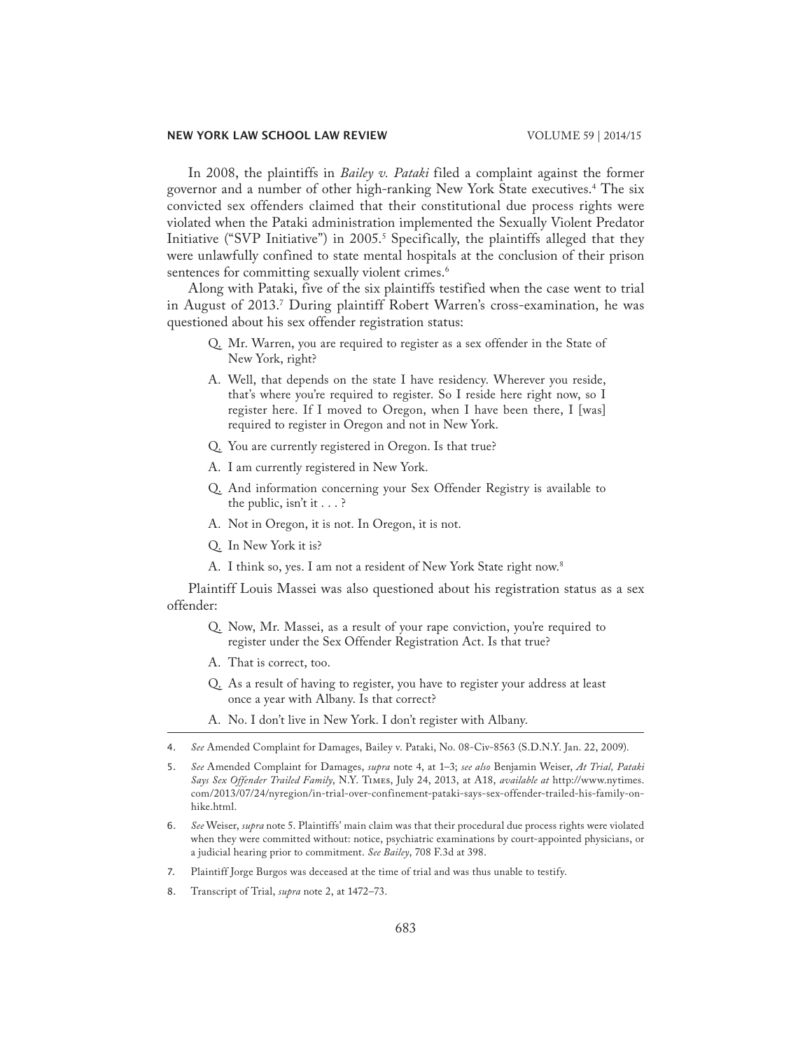In 2008, the plaintiffs in *Bailey v. Pataki* filed a complaint against the former governor and a number of other high-ranking New York State executives.[4] The six convicted sex offenders claimed that their constitutional due process rights were violated when the Pataki administration implemented the Sexually Violent Predator Initiative ("SVP Initiative") in 2005.[5] Specifically, the plaintiffs alleged that they were unlawfully confined to state mental hospitals at the conclusion of their prison sentences for committing sexually violent crimes.[6]

Along with Pataki, five of the six plaintiffs testified when the case went to trial in August of 2013.[7] During plaintiff Robert Warren's cross-examination, he was questioned about his sex offender registration status:

> Q. Mr. Warren, you are required to register as a sex offender in the State of New York, right?
>
> A. Well, that depends on the state I have residency. Wherever you reside, that's where you're required to register. So I reside here right now, so I register here. If I moved to Oregon, when I have been there, I [was] required to register in Oregon and not in New York.
>
> Q. You are currently registered in Oregon. Is that true?
>
> A. I am currently registered in New York.
>
> Q. And information concerning your Sex Offender Registry is available to the public, isn't it . . . ?
>
> A. Not in Oregon, it is not. In Oregon, it is not.
>
> Q. In New York it is?
>
> A. I think so, yes. I am not a resident of New York State right now.[8]

Plaintiff Louis Massei was also questioned about his registration status as a sex offender:

> Q. Now, Mr. Massei, as a result of your rape conviction, you're required to register under the Sex Offender Registration Act. Is that true?
>
> A. That is correct, too.
>
> Q. As a result of having to register, you have to register your address at least once a year with Albany. Is that correct?
>
> A. No. I don't live in New York. I don't register with Albany.

---

4. *See* Amended Complaint for Damages, Bailey v. Pataki, No. 08-Civ-8563 (S.D.N.Y. Jan. 22, 2009).

5. *See* Amended Complaint for Damages, *supra* note 4, at 1–3; *see also* Benjamin Weiser, *At Trial, Pataki Says Sex Offender Trailed Family*, N.Y. Times, July 24, 2013, at A18, *available at* http://www.nytimes.com/2013/07/24/nyregion/in-trial-over-confinement-pataki-says-sex-offender-trailed-his-family-on-hike.html.

6. *See* Weiser, *supra* note 5. Plaintiffs' main claim was that their procedural due process rights were violated when they were committed without: notice, psychiatric examinations by court-appointed physicians, or a judicial hearing prior to commitment. *See Bailey*, 708 F.3d at 398.

7. Plaintiff Jorge Burgos was deceased at the time of trial and was thus unable to testify.

8. Transcript of Trial, *supra* note 2, at 1472–73.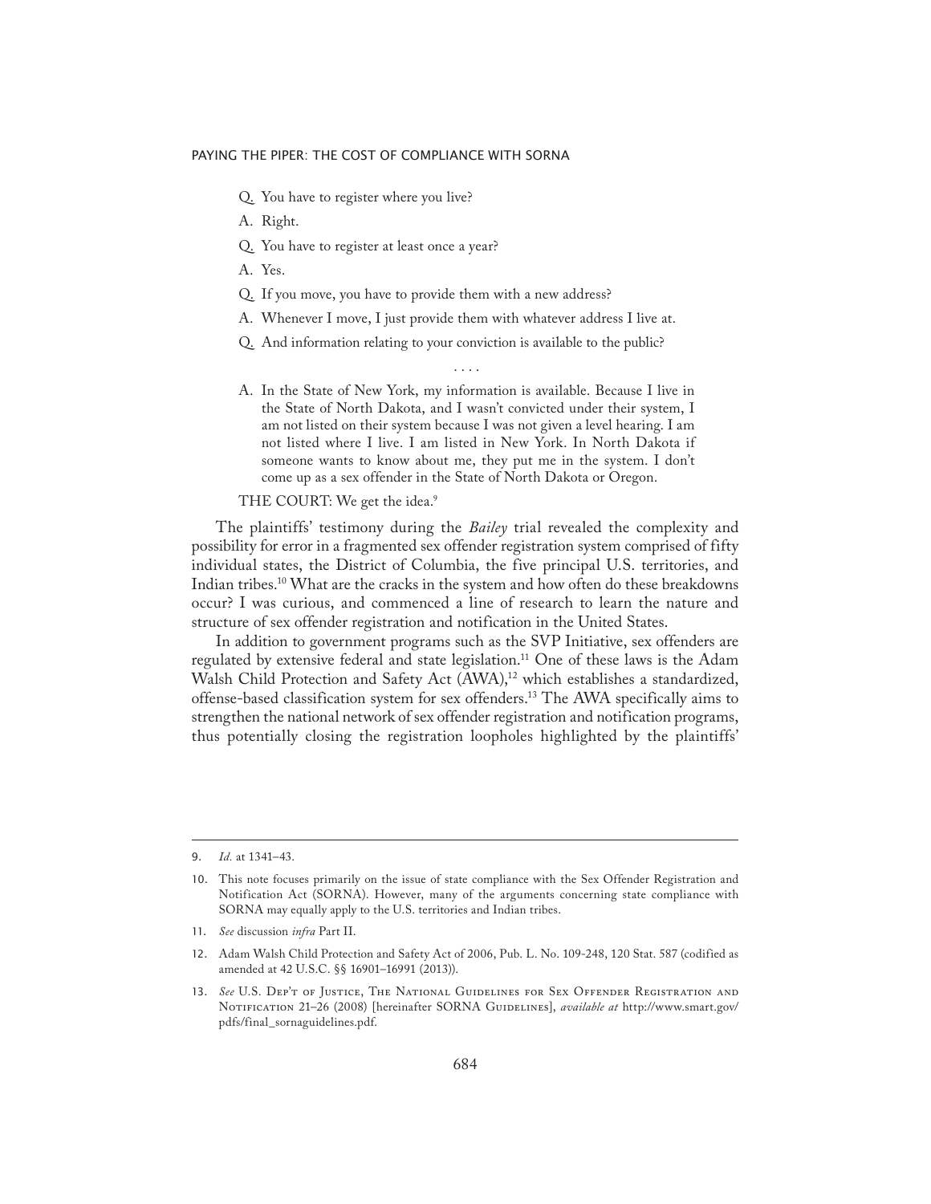Q. You have to register where you live?

A. Right.

Q. You have to register at least once a year?

A. Yes.

Q. If you move, you have to provide them with a new address?

A. Whenever I move, I just provide them with whatever address I live at.

Q. And information relating to your conviction is available to the public?

. . . .

A. In the State of New York, my information is available. Because I live in the State of North Dakota, and I wasn't convicted under their system, I am not listed on their system because I was not given a level hearing. I am not listed where I live. I am listed in New York. In North Dakota if someone wants to know about me, they put me in the system. I don't come up as a sex offender in the State of North Dakota or Oregon.

THE COURT: We get the idea.[9]

The plaintiffs' testimony during the *Bailey* trial revealed the complexity and possibility for error in a fragmented sex offender registration system comprised of fifty individual states, the District of Columbia, the five principal U.S. territories, and Indian tribes.[10] What are the cracks in the system and how often do these breakdowns occur? I was curious, and commenced a line of research to learn the nature and structure of sex offender registration and notification in the United States.

In addition to government programs such as the SVP Initiative, sex offenders are regulated by extensive federal and state legislation.[11] One of these laws is the Adam Walsh Child Protection and Safety Act (AWA),[12] which establishes a standardized, offense-based classification system for sex offenders.[13] The AWA specifically aims to strengthen the national network of sex offender registration and notification programs, thus potentially closing the registration loopholes highlighted by the plaintiffs'

---

9. *Id.* at 1341–43.

10. This note focuses primarily on the issue of state compliance with the Sex Offender Registration and Notification Act (SORNA). However, many of the arguments concerning state compliance with SORNA may equally apply to the U.S. territories and Indian tribes.

11. *See* discussion *infra* Part II.

12. Adam Walsh Child Protection and Safety Act of 2006, Pub. L. No. 109-248, 120 Stat. 587 (codified as amended at 42 U.S.C. §§ 16901–16991 (2013)).

13. *See* U.S. Dep't of Justice, The National Guidelines for Sex Offender Registration and Notification 21–26 (2008) [hereinafter SORNA Guidelines], *available at* http://www.smart.gov/pdfs/final_sornaguidelines.pdf.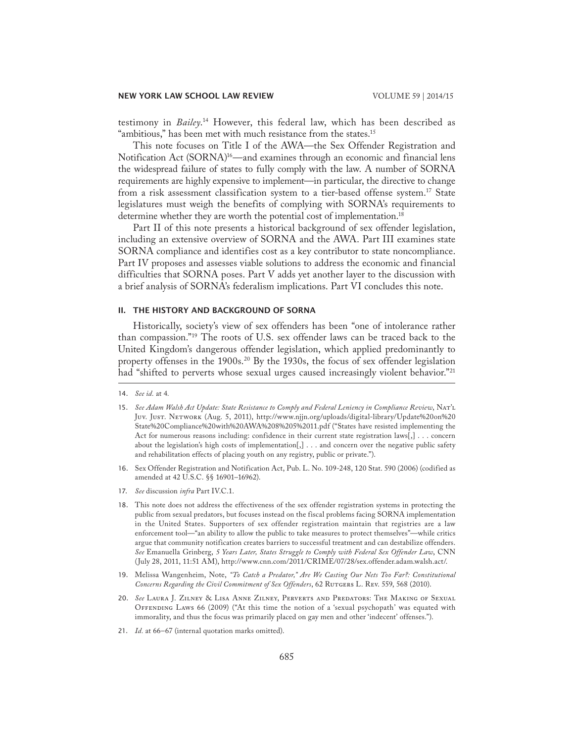testimony in *Bailey*.[14] However, this federal law, which has been described as "ambitious," has been met with much resistance from the states.[15]

This note focuses on Title I of the AWA—the Sex Offender Registration and Notification Act (SORNA)[16]—and examines through an economic and financial lens the widespread failure of states to fully comply with the law. A number of SORNA requirements are highly expensive to implement—in particular, the directive to change from a risk assessment classification system to a tier-based offense system.[17] State legislatures must weigh the benefits of complying with SORNA's requirements to determine whether they are worth the potential cost of implementation.[18]

Part II of this note presents a historical background of sex offender legislation, including an extensive overview of SORNA and the AWA. Part III examines state SORNA compliance and identifies cost as a key contributor to state noncompliance. Part IV proposes and assesses viable solutions to address the economic and financial difficulties that SORNA poses. Part V adds yet another layer to the discussion with a brief analysis of SORNA's federalism implications. Part VI concludes this note.

## II. THE HISTORY AND BACKGROUND OF SORNA

Historically, society's view of sex offenders has been "one of intolerance rather than compassion."[19] The roots of U.S. sex offender laws can be traced back to the United Kingdom's dangerous offender legislation, which applied predominantly to property offenses in the 1900s.[20] By the 1930s, the focus of sex offender legislation had "shifted to perverts whose sexual urges caused increasingly violent behavior."[21]

---

14. *See id.* at 4.

15. *See Adam Walsh Act Update: State Resistance to Comply and Federal Leniency in Compliance Review*, Nat'l Juv. Just. Network (Aug. 5, 2011), http://www.njjn.org/uploads/digital-library/Update%20on%20State%20Compliance%20with%20AWA%208%205%2011.pdf ("States have resisted implementing the Act for numerous reasons including: confidence in their current state registration laws[,] . . . concern about the legislation's high costs of implementation[,] . . . and concern over the negative public safety and rehabilitation effects of placing youth on any registry, public or private.").

16. Sex Offender Registration and Notification Act, Pub. L. No. 109-248, 120 Stat. 590 (2006) (codified as amended at 42 U.S.C. §§ 16901–16962).

17. *See* discussion *infra* Part IV.C.1.

18. This note does not address the effectiveness of the sex offender registration systems in protecting the public from sexual predators, but focuses instead on the fiscal problems facing SORNA implementation in the United States. Supporters of sex offender registration maintain that registries are a law enforcement tool—"an ability to allow the public to take measures to protect themselves"—while critics argue that community notification creates barriers to successful treatment and can destabilize offenders. *See* Emanuella Grinberg, *5 Years Later, States Struggle to Comply with Federal Sex Offender Law*, CNN (July 28, 2011, 11:51 AM), http://www.cnn.com/2011/CRIME/07/28/sex.offender.adam.walsh.act/.

19. Melissa Wangenheim, Note, *"To Catch a Predator," Are We Casting Our Nets Too Far?: Constitutional Concerns Regarding the Civil Commitment of Sex Offenders*, 62 Rutgers L. Rev. 559, 568 (2010).

20. *See* Laura J. Zilney & Lisa Anne Zilney, Perverts and Predators: The Making of Sexual Offending Laws 66 (2009) ("At this time the notion of a 'sexual psychopath' was equated with immorality, and thus the focus was primarily placed on gay men and other 'indecent' offenses.").

21. *Id.* at 66–67 (internal quotation marks omitted).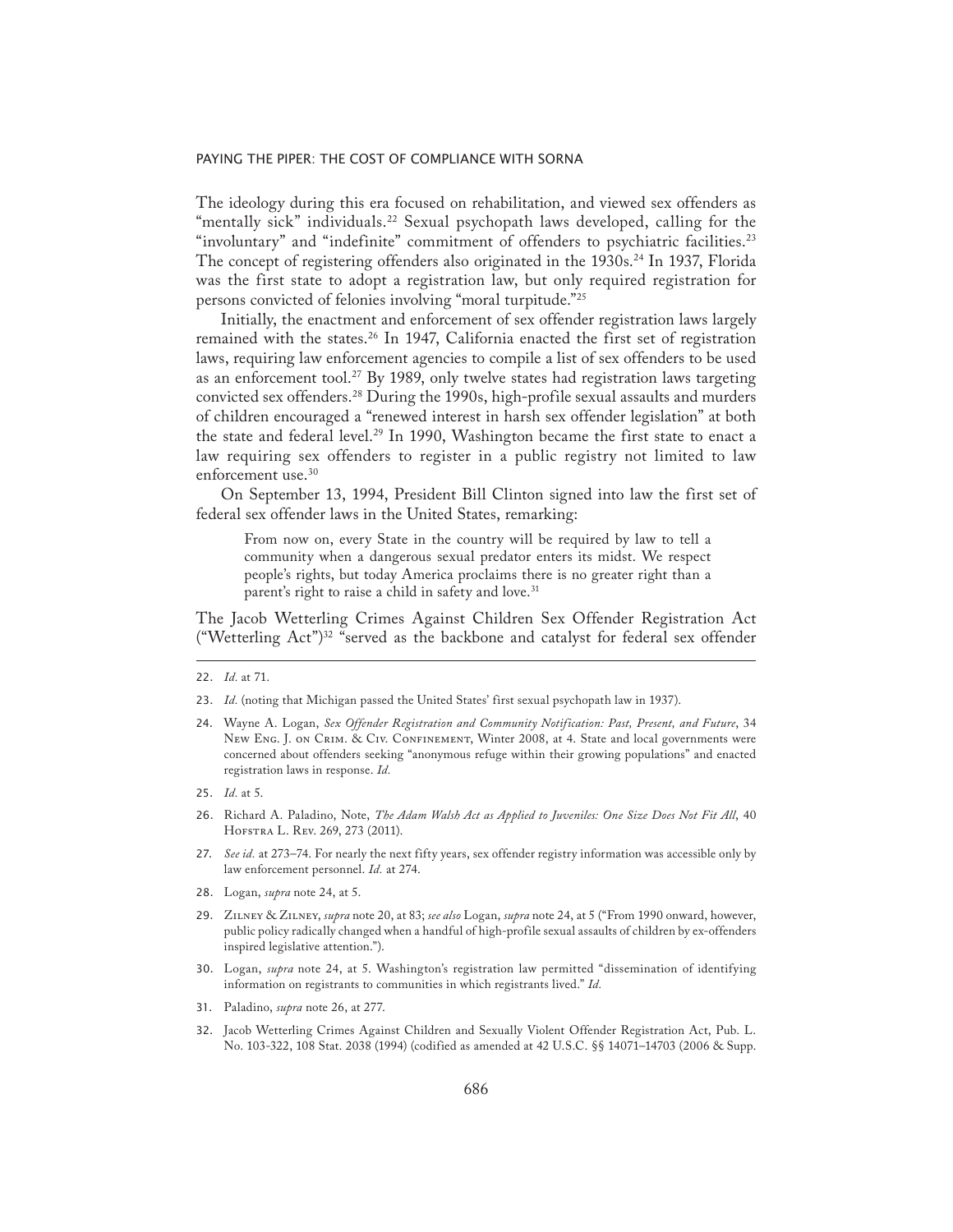The ideology during this era focused on rehabilitation, and viewed sex offenders as "mentally sick" individuals.[22] Sexual psychopath laws developed, calling for the "involuntary" and "indefinite" commitment of offenders to psychiatric facilities.[23] The concept of registering offenders also originated in the 1930s.[24] In 1937, Florida was the first state to adopt a registration law, but only required registration for persons convicted of felonies involving "moral turpitude."[25]

Initially, the enactment and enforcement of sex offender registration laws largely remained with the states.[26] In 1947, California enacted the first set of registration laws, requiring law enforcement agencies to compile a list of sex offenders to be used as an enforcement tool.[27] By 1989, only twelve states had registration laws targeting convicted sex offenders.[28] During the 1990s, high-profile sexual assaults and murders of children encouraged a "renewed interest in harsh sex offender legislation" at both the state and federal level.[29] In 1990, Washington became the first state to enact a law requiring sex offenders to register in a public registry not limited to law enforcement use.[30]

On September 13, 1994, President Bill Clinton signed into law the first set of federal sex offender laws in the United States, remarking:

> From now on, every State in the country will be required by law to tell a community when a dangerous sexual predator enters its midst. We respect people's rights, but today America proclaims there is no greater right than a parent's right to raise a child in safety and love.[31]

The Jacob Wetterling Crimes Against Children Sex Offender Registration Act ("Wetterling Act")[32] "served as the backbone and catalyst for federal sex offender

---

22. *Id.* at 71.

23. *Id.* (noting that Michigan passed the United States' first sexual psychopath law in 1937).

24. Wayne A. Logan, *Sex Offender Registration and Community Notification: Past, Present, and Future*, 34 New Eng. J. on Crim. & Civ. Confinement, Winter 2008, at 4. State and local governments were concerned about offenders seeking "anonymous refuge within their growing populations" and enacted registration laws in response. *Id.*

25. *Id.* at 5.

26. Richard A. Paladino, Note, *The Adam Walsh Act as Applied to Juveniles: One Size Does Not Fit All*, 40 Hofstra L. Rev. 269, 273 (2011).

27. *See id.* at 273–74. For nearly the next fifty years, sex offender registry information was accessible only by law enforcement personnel. *Id.* at 274.

28. Logan, *supra* note 24, at 5.

29. Zilney & Zilney, *supra* note 20, at 83; *see also* Logan, *supra* note 24, at 5 ("From 1990 onward, however, public policy radically changed when a handful of high-profile sexual assaults of children by ex-offenders inspired legislative attention.").

30. Logan, *supra* note 24, at 5. Washington's registration law permitted "dissemination of identifying information on registrants to communities in which registrants lived." *Id.*

31. Paladino, *supra* note 26, at 277.

32. Jacob Wetterling Crimes Against Children and Sexually Violent Offender Registration Act, Pub. L. No. 103-322, 108 Stat. 2038 (1994) (codified as amended at 42 U.S.C. §§ 14071–14703 (2006 & Supp.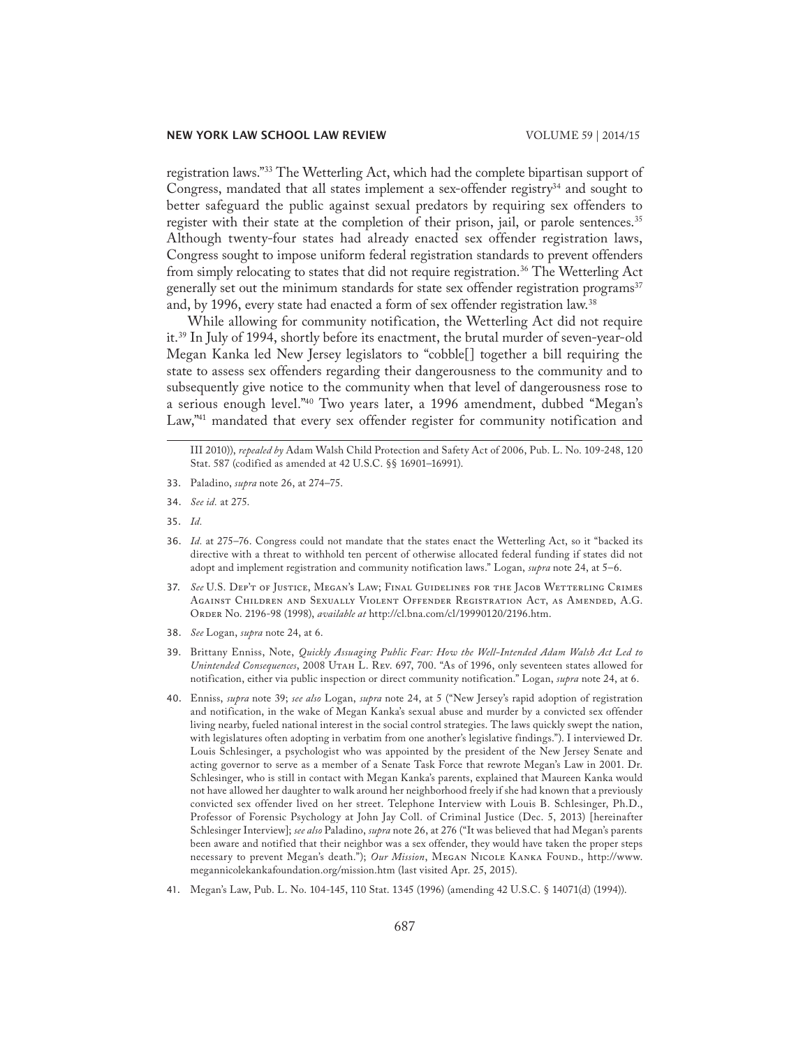registration laws."[33] The Wetterling Act, which had the complete bipartisan support of Congress, mandated that all states implement a sex-offender registry[34] and sought to better safeguard the public against sexual predators by requiring sex offenders to register with their state at the completion of their prison, jail, or parole sentences.[35] Although twenty-four states had already enacted sex offender registration laws, Congress sought to impose uniform federal registration standards to prevent offenders from simply relocating to states that did not require registration.[36] The Wetterling Act generally set out the minimum standards for state sex offender registration programs[37] and, by 1996, every state had enacted a form of sex offender registration law.[38]

While allowing for community notification, the Wetterling Act did not require it.[39] In July of 1994, shortly before its enactment, the brutal murder of seven-year-old Megan Kanka led New Jersey legislators to "cobble[] together a bill requiring the state to assess sex offenders regarding their dangerousness to the community and to subsequently give notice to the community when that level of dangerousness rose to a serious enough level."[40] Two years later, a 1996 amendment, dubbed "Megan's Law,"[41] mandated that every sex offender register for community notification and

---

III 2010)), *repealed by* Adam Walsh Child Protection and Safety Act of 2006, Pub. L. No. 109-248, 120 Stat. 587 (codified as amended at 42 U.S.C. §§ 16901–16991).

33. Paladino, *supra* note 26, at 274–75.

34. *See id.* at 275.

35. *Id.*

36. *Id.* at 275–76. Congress could not mandate that the states enact the Wetterling Act, so it "backed its directive with a threat to withhold ten percent of otherwise allocated federal funding if states did not adopt and implement registration and community notification laws." Logan, *supra* note 24, at 5–6.

37. *See* U.S. Dep't of Justice, Megan's Law; Final Guidelines for the Jacob Wetterling Crimes Against Children and Sexually Violent Offender Registration Act, as Amended, A.G. Order No. 2196-98 (1998), *available at* http://cl.bna.com/cl/19990120/2196.htm.

38. *See* Logan, *supra* note 24, at 6.

39. Brittany Enniss, Note, *Quickly Assuaging Public Fear: How the Well-Intended Adam Walsh Act Led to Unintended Consequences*, 2008 Utah L. Rev. 697, 700. "As of 1996, only seventeen states allowed for notification, either via public inspection or direct community notification." Logan, *supra* note 24, at 6.

40. Enniss, *supra* note 39; *see also* Logan, *supra* note 24, at 5 ("New Jersey's rapid adoption of registration and notification, in the wake of Megan Kanka's sexual abuse and murder by a convicted sex offender living nearby, fueled national interest in the social control strategies. The laws quickly swept the nation, with legislatures often adopting in verbatim from one another's legislative findings."). I interviewed Dr. Louis Schlesinger, a psychologist who was appointed by the president of the New Jersey Senate and acting governor to serve as a member of a Senate Task Force that rewrote Megan's Law in 2001. Dr. Schlesinger, who is still in contact with Megan Kanka's parents, explained that Maureen Kanka would not have allowed her daughter to walk around her neighborhood freely if she had known that a previously convicted sex offender lived on her street. Telephone Interview with Louis B. Schlesinger, Ph.D., Professor of Forensic Psychology at John Jay Coll. of Criminal Justice (Dec. 5, 2013) [hereinafter Schlesinger Interview]; *see also* Paladino, *supra* note 26, at 276 ("It was believed that had Megan's parents been aware and notified that their neighbor was a sex offender, they would have taken the proper steps necessary to prevent Megan's death."); *Our Mission*, Megan Nicole Kanka Found., http://www.megannicolekankafoundation.org/mission.htm (last visited Apr. 25, 2015).

41. Megan's Law, Pub. L. No. 104-145, 110 Stat. 1345 (1996) (amending 42 U.S.C. § 14071(d) (1994)).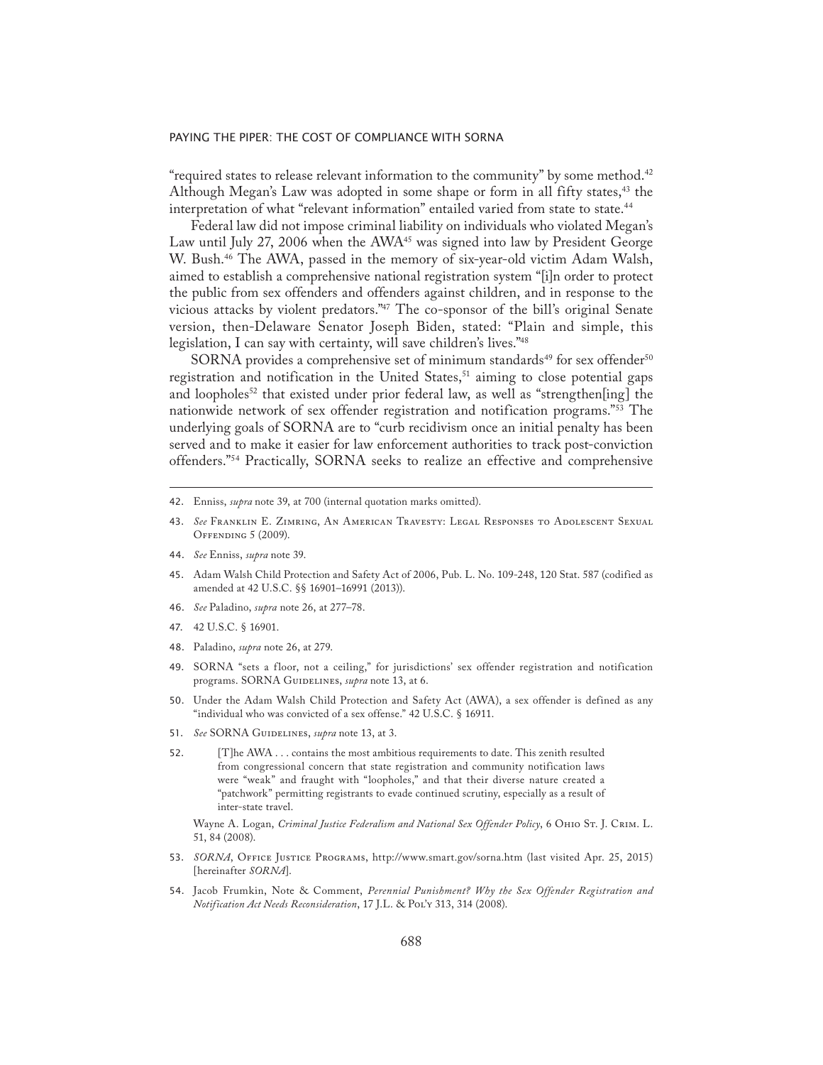"required states to release relevant information to the community" by some method.[42] Although Megan's Law was adopted in some shape or form in all fifty states,[43] the interpretation of what "relevant information" entailed varied from state to state.[44]

Federal law did not impose criminal liability on individuals who violated Megan's Law until July 27, 2006 when the AWA[45] was signed into law by President George W. Bush.[46] The AWA, passed in the memory of six-year-old victim Adam Walsh, aimed to establish a comprehensive national registration system "[i]n order to protect the public from sex offenders and offenders against children, and in response to the vicious attacks by violent predators."[47] The co-sponsor of the bill's original Senate version, then-Delaware Senator Joseph Biden, stated: "Plain and simple, this legislation, I can say with certainty, will save children's lives."[48]

SORNA provides a comprehensive set of minimum standards[49] for sex offender[50] registration and notification in the United States,[51] aiming to close potential gaps and loopholes[52] that existed under prior federal law, as well as "strengthen[ing] the nationwide network of sex offender registration and notification programs."[53] The underlying goals of SORNA are to "curb recidivism once an initial penalty has been served and to make it easier for law enforcement authorities to track post-conviction offenders."[54] Practically, SORNA seeks to realize an effective and comprehensive

---

42. Enniss, *supra* note 39, at 700 (internal quotation marks omitted).

43. *See* Franklin E. Zimring, An American Travesty: Legal Responses to Adolescent Sexual Offending 5 (2009).

44. *See* Enniss, *supra* note 39.

45. Adam Walsh Child Protection and Safety Act of 2006, Pub. L. No. 109-248, 120 Stat. 587 (codified as amended at 42 U.S.C. §§ 16901–16991 (2013)).

46. *See* Paladino, *supra* note 26, at 277–78.

47. 42 U.S.C. § 16901.

48. Paladino, *supra* note 26, at 279.

49. SORNA "sets a floor, not a ceiling," for jurisdictions' sex offender registration and notification programs. SORNA Guidelines, *supra* note 13, at 6.

50. Under the Adam Walsh Child Protection and Safety Act (AWA), a sex offender is defined as any "individual who was convicted of a sex offense." 42 U.S.C. § 16911.

51. *See* SORNA Guidelines, *supra* note 13, at 3.

52. > [T]he AWA . . . contains the most ambitious requirements to date. This zenith resulted from congressional concern that state registration and community notification laws were "weak" and fraught with "loopholes," and that their diverse nature created a "patchwork" permitting registrants to evade continued scrutiny, especially as a result of inter-state travel.

    Wayne A. Logan, *Criminal Justice Federalism and National Sex Offender Policy*, 6 Ohio St. J. Crim. L. 51, 84 (2008).

53. *SORNA*, Office Justice Programs, http://www.smart.gov/sorna.htm (last visited Apr. 25, 2015) [hereinafter *SORNA*].

54. Jacob Frumkin, Note & Comment, *Perennial Punishment? Why the Sex Offender Registration and Notification Act Needs Reconsideration*, 17 J.L. & Pol'y 313, 314 (2008).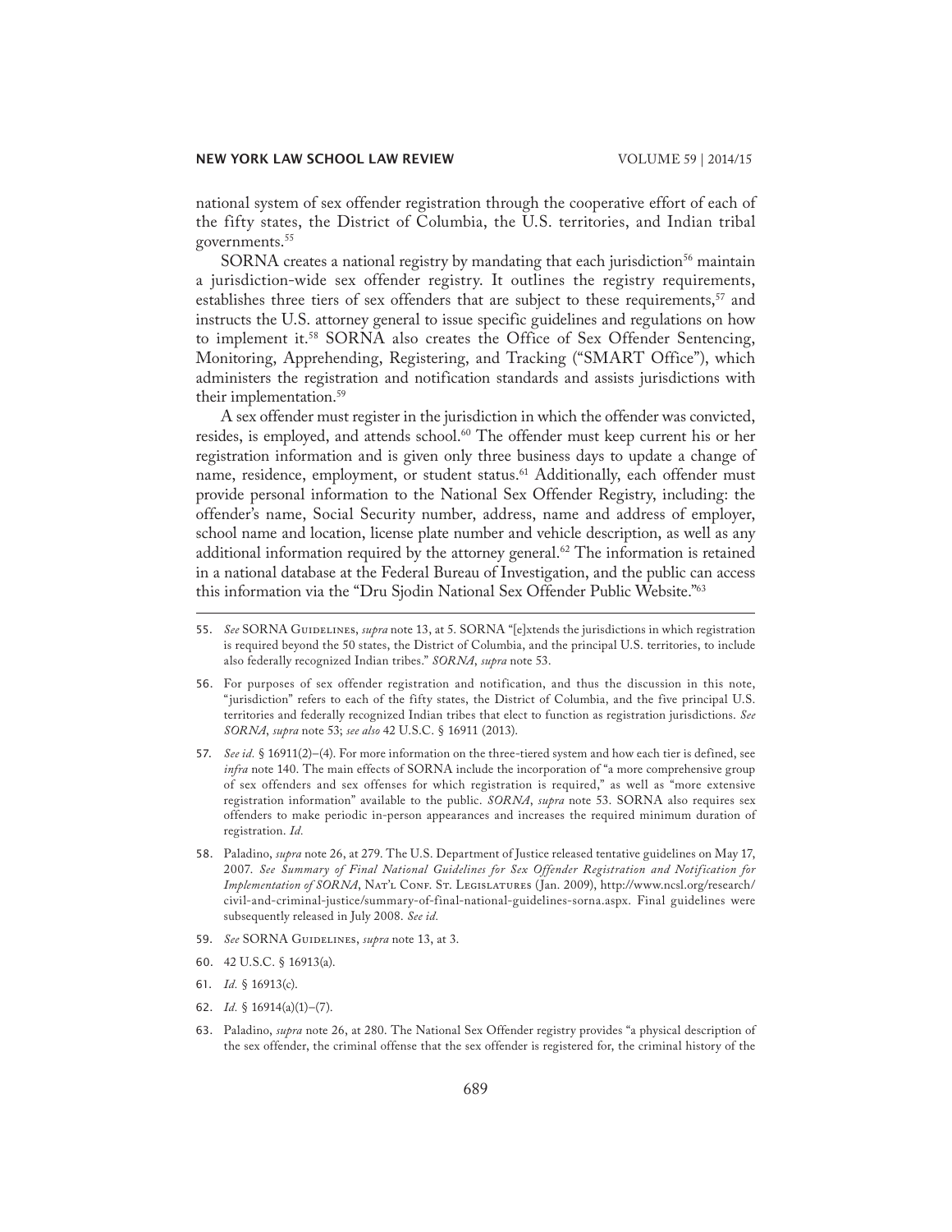national system of sex offender registration through the cooperative effort of each of the fifty states, the District of Columbia, the U.S. territories, and Indian tribal governments.[55]

SORNA creates a national registry by mandating that each jurisdiction[56] maintain a jurisdiction-wide sex offender registry. It outlines the registry requirements, establishes three tiers of sex offenders that are subject to these requirements,[57] and instructs the U.S. attorney general to issue specific guidelines and regulations on how to implement it.[58] SORNA also creates the Office of Sex Offender Sentencing, Monitoring, Apprehending, Registering, and Tracking ("SMART Office"), which administers the registration and notification standards and assists jurisdictions with their implementation.[59]

A sex offender must register in the jurisdiction in which the offender was convicted, resides, is employed, and attends school.[60] The offender must keep current his or her registration information and is given only three business days to update a change of name, residence, employment, or student status.[61] Additionally, each offender must provide personal information to the National Sex Offender Registry, including: the offender's name, Social Security number, address, name and address of employer, school name and location, license plate number and vehicle description, as well as any additional information required by the attorney general.[62] The information is retained in a national database at the Federal Bureau of Investigation, and the public can access this information via the "Dru Sjodin National Sex Offender Public Website."[63]

---

55. *See* SORNA Guidelines, *supra* note 13, at 5. SORNA "[e]xtends the jurisdictions in which registration is required beyond the 50 states, the District of Columbia, and the principal U.S. territories, to include also federally recognized Indian tribes." *SORNA*, *supra* note 53.

56. For purposes of sex offender registration and notification, and thus the discussion in this note, "jurisdiction" refers to each of the fifty states, the District of Columbia, and the five principal U.S. territories and federally recognized Indian tribes that elect to function as registration jurisdictions. *See SORNA*, *supra* note 53; *see also* 42 U.S.C. § 16911 (2013).

57. *See id.* § 16911(2)–(4). For more information on the three-tiered system and how each tier is defined, see *infra* note 140. The main effects of SORNA include the incorporation of "a more comprehensive group of sex offenders and sex offenses for which registration is required," as well as "more extensive registration information" available to the public. *SORNA*, *supra* note 53. SORNA also requires sex offenders to make periodic in-person appearances and increases the required minimum duration of registration. *Id.*

58. Paladino, *supra* note 26, at 279. The U.S. Department of Justice released tentative guidelines on May 17, 2007. *See Summary of Final National Guidelines for Sex Offender Registration and Notification for Implementation of SORNA*, Nat'l Conf. St. Legislatures (Jan. 2009), http://www.ncsl.org/research/civil-and-criminal-justice/summary-of-final-national-guidelines-sorna.aspx. Final guidelines were subsequently released in July 2008. *See id.*

59. *See* SORNA Guidelines, *supra* note 13, at 3.

60. 42 U.S.C. § 16913(a).

61. *Id.* § 16913(c).

62. *Id.* § 16914(a)(1)–(7).

63. Paladino, *supra* note 26, at 280. The National Sex Offender registry provides "a physical description of the sex offender, the criminal offense that the sex offender is registered for, the criminal history of the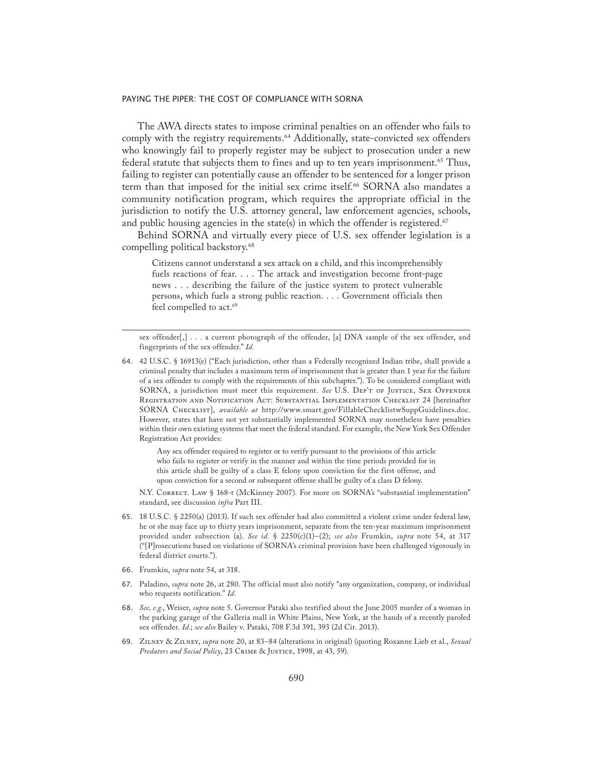The AWA directs states to impose criminal penalties on an offender who fails to comply with the registry requirements.[64] Additionally, state-convicted sex offenders who knowingly fail to properly register may be subject to prosecution under a new federal statute that subjects them to fines and up to ten years imprisonment.[65] Thus, failing to register can potentially cause an offender to be sentenced for a longer prison term than that imposed for the initial sex crime itself.[66] SORNA also mandates a community notification program, which requires the appropriate official in the jurisdiction to notify the U.S. attorney general, law enforcement agencies, schools, and public housing agencies in the state(s) in which the offender is registered.[67]

Behind SORNA and virtually every piece of U.S. sex offender legislation is a compelling political backstory.[68]

> Citizens cannot understand a sex attack on a child, and this incomprehensibly fuels reactions of fear. . . . The attack and investigation become front-page news . . . describing the failure of the justice system to protect vulnerable persons, which fuels a strong public reaction. . . . Government officials then feel compelled to act.[69]

---

sex offender[,] . . . a current photograph of the offender, [a] DNA sample of the sex offender, and fingerprints of the sex offender." *Id.*

64. 42 U.S.C. § 16913(e) ("Each jurisdiction, other than a Federally recognized Indian tribe, shall provide a criminal penalty that includes a maximum term of imprisonment that is greater than 1 year for the failure of a sex offender to comply with the requirements of this subchapter."). To be considered compliant with SORNA, a jurisdiction must meet this requirement. *See* U.S. Dep't of Justice, Sex Offender Registration and Notification Act: Substantial Implementation Checklist 24 [hereinafter SORNA Checklist], *available at* http://www.smart.gov/FillableChecklistwSuppGuidelines.doc. However, states that have not yet substantially implemented SORNA may nonetheless have penalties within their own existing systems that meet the federal standard. For example, the New York Sex Offender Registration Act provides:

 > Any sex offender required to register or to verify pursuant to the provisions of this article who fails to register or verify in the manner and within the time periods provided for in this article shall be guilty of a class E felony upon conviction for the first offense, and upon conviction for a second or subsequent offense shall be guilty of a class D felony.

 N.Y. Correct. Law § 168-t (McKinney 2007). For more on SORNA's "substantial implementation" standard, see discussion *infra* Part III.

65. 18 U.S.C. § 2250(a) (2013). If such sex offender had also committed a violent crime under federal law, he or she may face up to thirty years imprisonment, separate from the ten-year maximum imprisonment provided under subsection (a). *See id.* § 2250(c)(1)–(2); *see also* Frumkin, *supra* note 54, at 317 ("[P]rosecutions based on violations of SORNA's criminal provision have been challenged vigorously in federal district courts.").

66. Frumkin, *supra* note 54, at 318.

67. Paladino, *supra* note 26, at 280. The official must also notify "any organization, company, or individual who requests notification." *Id.*

68. *See, e.g.*, Weiser, *supra* note 5. Governor Pataki also testified about the June 2005 murder of a woman in the parking garage of the Galleria mall in White Plains, New York, at the hands of a recently paroled sex offender. *Id.*; *see also* Bailey v. Pataki, 708 F.3d 391, 393 (2d Cir. 2013).

69. Zilney & Zilney, *supra* note 20, at 83–84 (alterations in original) (quoting Roxanne Lieb et al., *Sexual Predators and Social Policy*, 23 Crime & Justice, 1998, at 43, 59).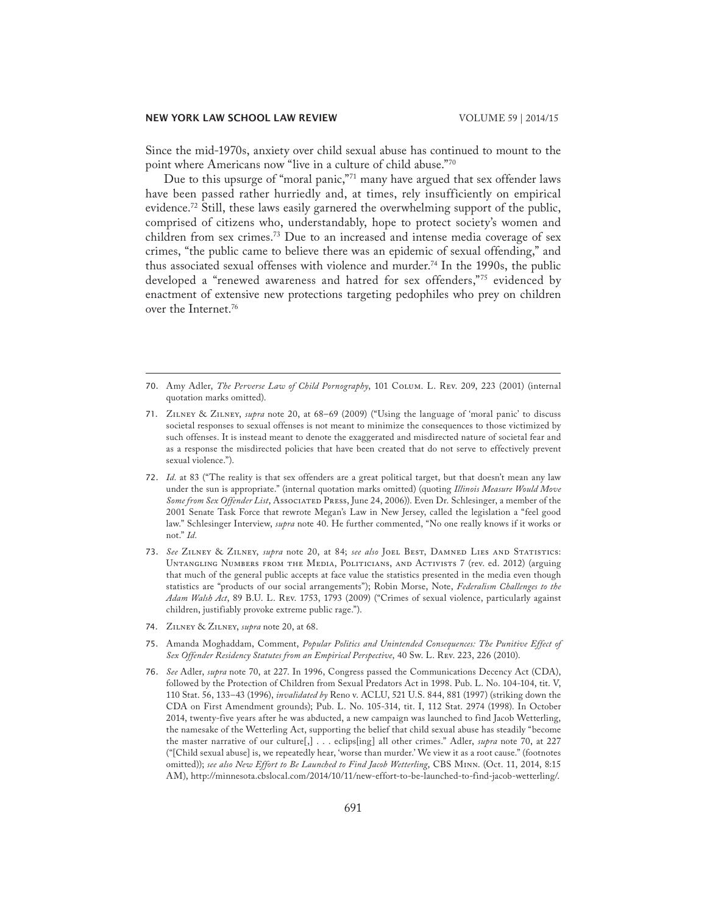Since the mid-1970s, anxiety over child sexual abuse has continued to mount to the point where Americans now "live in a culture of child abuse."[70]

Due to this upsurge of "moral panic,"[71] many have argued that sex offender laws have been passed rather hurriedly and, at times, rely insufficiently on empirical evidence.[72] Still, these laws easily garnered the overwhelming support of the public, comprised of citizens who, understandably, hope to protect society's women and children from sex crimes.[73] Due to an increased and intense media coverage of sex crimes, "the public came to believe there was an epidemic of sexual offending," and thus associated sexual offenses with violence and murder.[74] In the 1990s, the public developed a "renewed awareness and hatred for sex offenders,"[75] evidenced by enactment of extensive new protections targeting pedophiles who prey on children over the Internet.[76]

---

70. Amy Adler, *The Perverse Law of Child Pornography*, 101 Colum. L. Rev. 209, 223 (2001) (internal quotation marks omitted).

71. Zilney & Zilney, *supra* note 20, at 68–69 (2009) ("Using the language of 'moral panic' to discuss societal responses to sexual offenses is not meant to minimize the consequences to those victimized by such offenses. It is instead meant to denote the exaggerated and misdirected nature of societal fear and as a response the misdirected policies that have been created that do not serve to effectively prevent sexual violence.").

72. *Id.* at 83 ("The reality is that sex offenders are a great political target, but that doesn't mean any law under the sun is appropriate." (internal quotation marks omitted) (quoting *Illinois Measure Would Move Some from Sex Offender List*, Associated Press, June 24, 2006)). Even Dr. Schlesinger, a member of the 2001 Senate Task Force that rewrote Megan's Law in New Jersey, called the legislation a "feel good law." Schlesinger Interview, *supra* note 40. He further commented, "No one really knows if it works or not." *Id.*

73. *See* Zilney & Zilney, *supra* note 20, at 84; *see also* Joel Best, Damned Lies and Statistics: Untangling Numbers from the Media, Politicians, and Activists 7 (rev. ed. 2012) (arguing that much of the general public accepts at face value the statistics presented in the media even though statistics are "products of our social arrangements"); Robin Morse, Note, *Federalism Challenges to the Adam Walsh Act*, 89 B.U. L. Rev. 1753, 1793 (2009) ("Crimes of sexual violence, particularly against children, justifiably provoke extreme public rage.").

74. Zilney & Zilney, *supra* note 20, at 68.

75. Amanda Moghaddam, Comment, *Popular Politics and Unintended Consequences: The Punitive Effect of Sex Offender Residency Statutes from an Empirical Perspective*, 40 Sw. L. Rev. 223, 226 (2010).

76. *See* Adler, *supra* note 70, at 227. In 1996, Congress passed the Communications Decency Act (CDA), followed by the Protection of Children from Sexual Predators Act in 1998. Pub. L. No. 104-104, tit. V, 110 Stat. 56, 133–43 (1996), *invalidated by* Reno v. ACLU, 521 U.S. 844, 881 (1997) (striking down the CDA on First Amendment grounds); Pub. L. No. 105-314, tit. I, 112 Stat. 2974 (1998). In October 2014, twenty-five years after he was abducted, a new campaign was launched to find Jacob Wetterling, the namesake of the Wetterling Act, supporting the belief that child sexual abuse has steadily "become the master narrative of our culture[,] . . . eclips[ing] all other crimes." Adler, *supra* note 70, at 227 ("[Child sexual abuse] is, we repeatedly hear, 'worse than murder.' We view it as a root cause." (footnotes omitted)); *see also New Effort to Be Launched to Find Jacob Wetterling*, CBS Minn. (Oct. 11, 2014, 8:15 AM), http://minnesota.cbslocal.com/2014/10/11/new-effort-to-be-launched-to-find-jacob-wetterling/.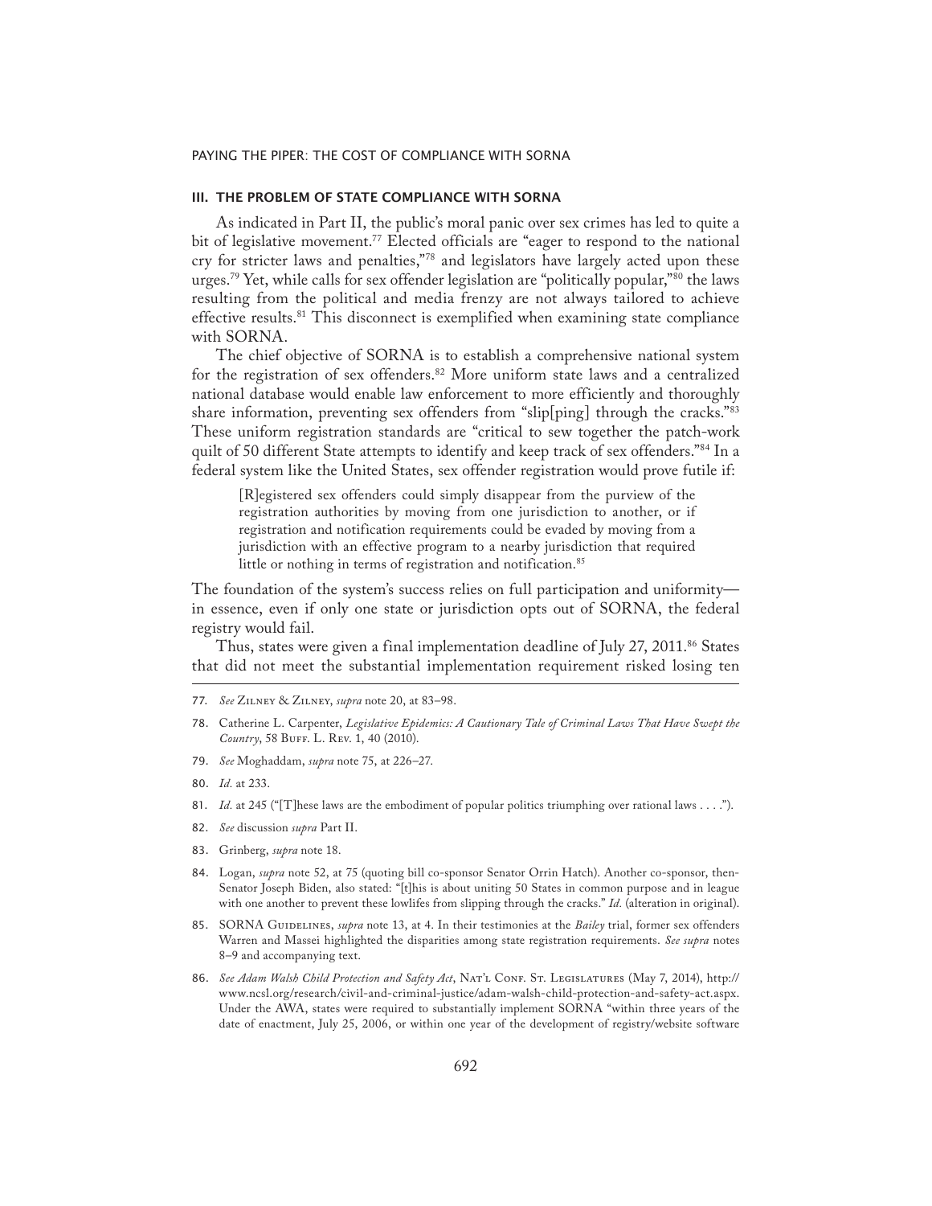## III. THE PROBLEM OF STATE COMPLIANCE WITH SORNA

As indicated in Part II, the public's moral panic over sex crimes has led to quite a bit of legislative movement.[77] Elected officials are "eager to respond to the national cry for stricter laws and penalties,"[78] and legislators have largely acted upon these urges.[79] Yet, while calls for sex offender legislation are "politically popular,"[80] the laws resulting from the political and media frenzy are not always tailored to achieve effective results.[81] This disconnect is exemplified when examining state compliance with SORNA.

The chief objective of SORNA is to establish a comprehensive national system for the registration of sex offenders.[82] More uniform state laws and a centralized national database would enable law enforcement to more efficiently and thoroughly share information, preventing sex offenders from "slip[ping] through the cracks."[83] These uniform registration standards are "critical to sew together the patch-work quilt of 50 different State attempts to identify and keep track of sex offenders."[84] In a federal system like the United States, sex offender registration would prove futile if:

> [R]egistered sex offenders could simply disappear from the purview of the registration authorities by moving from one jurisdiction to another, or if registration and notification requirements could be evaded by moving from a jurisdiction with an effective program to a nearby jurisdiction that required little or nothing in terms of registration and notification.[85]

The foundation of the system's success relies on full participation and uniformity—in essence, even if only one state or jurisdiction opts out of SORNA, the federal registry would fail.

Thus, states were given a final implementation deadline of July 27, 2011.[86] States that did not meet the substantial implementation requirement risked losing ten

---

77. *See* Zilney & Zilney, *supra* note 20, at 83–98.

78. Catherine L. Carpenter, *Legislative Epidemics: A Cautionary Tale of Criminal Laws That Have Swept the Country*, 58 Buff. L. Rev. 1, 40 (2010).

79. *See* Moghaddam, *supra* note 75, at 226–27.

80. *Id.* at 233.

81. *Id.* at 245 ("[T]hese laws are the embodiment of popular politics triumphing over rational laws . . . .").

82. *See* discussion *supra* Part II.

83. Grinberg, *supra* note 18.

84. Logan, *supra* note 52, at 75 (quoting bill co-sponsor Senator Orrin Hatch). Another co-sponsor, then-Senator Joseph Biden, also stated: "[t]his is about uniting 50 States in common purpose and in league with one another to prevent these lowlifes from slipping through the cracks." *Id.* (alteration in original).

85. SORNA Guidelines, *supra* note 13, at 4. In their testimonies at the *Bailey* trial, former sex offenders Warren and Massei highlighted the disparities among state registration requirements. *See supra* notes 8–9 and accompanying text.

86. *See Adam Walsh Child Protection and Safety Act*, Nat'l Conf. St. Legislatures (May 7, 2014), http://www.ncsl.org/research/civil-and-criminal-justice/adam-walsh-child-protection-and-safety-act.aspx. Under the AWA, states were required to substantially implement SORNA "within three years of the date of enactment, July 25, 2006, or within one year of the development of registry/website software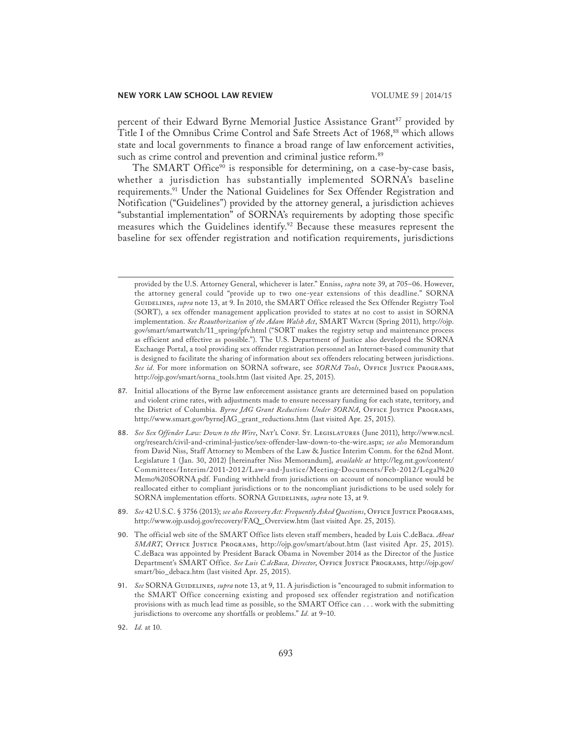percent of their Edward Byrne Memorial Justice Assistance Grant[87] provided by Title I of the Omnibus Crime Control and Safe Streets Act of 1968,[88] which allows state and local governments to finance a broad range of law enforcement activities, such as crime control and prevention and criminal justice reform.[89]

The SMART Office[90] is responsible for determining, on a case-by-case basis, whether a jurisdiction has substantially implemented SORNA's baseline requirements.[91] Under the National Guidelines for Sex Offender Registration and Notification ("Guidelines") provided by the attorney general, a jurisdiction achieves "substantial implementation" of SORNA's requirements by adopting those specific measures which the Guidelines identify.[92] Because these measures represent the baseline for sex offender registration and notification requirements, jurisdictions

---

provided by the U.S. Attorney General, whichever is later." Enniss, *supra* note 39, at 705–06. However, the attorney general could "provide up to two one-year extensions of this deadline." SORNA Guidelines, *supra* note 13, at 9. In 2010, the SMART Office released the Sex Offender Registry Tool (SORT), a sex offender management application provided to states at no cost to assist in SORNA implementation. *See Reauthorization of the Adam Walsh Act*, SMART Watch (Spring 2011), http://ojp.gov/smart/smartwatch/11_spring/pfv.html ("SORT makes the registry setup and maintenance process as efficient and effective as possible."). The U.S. Department of Justice also developed the SORNA Exchange Portal, a tool providing sex offender registration personnel an Internet-based community that is designed to facilitate the sharing of information about sex offenders relocating between jurisdictions. *See id.* For more information on SORNA software, see *SORNA Tools*, Office Justice Programs, http://ojp.gov/smart/sorna_tools.htm (last visited Apr. 25, 2015).

87. Initial allocations of the Byrne law enforcement assistance grants are determined based on population and violent crime rates, with adjustments made to ensure necessary funding for each state, territory, and the District of Columbia. *Byrne JAG Grant Reductions Under SORNA*, Office Justice Programs, http://www.smart.gov/byrneJAG_grant_reductions.htm (last visited Apr. 25, 2015).

88. *See Sex Offender Law: Down to the Wire*, Nat'l Conf. St. Legislatures (June 2011), http://www.ncsl.org/research/civil-and-criminal-justice/sex-offender-law-down-to-the-wire.aspx; *see also* Memorandum from David Niss, Staff Attorney to Members of the Law & Justice Interim Comm. for the 62nd Mont. Legislature 1 (Jan. 30, 2012) [hereinafter Niss Memorandum], *available at* http://leg.mt.gov/content/Committees/Interim/2011-2012/Law-and-Justice/Meeting-Documents/Feb-2012/Legal%20Memo%20SORNA.pdf. Funding withheld from jurisdictions on account of noncompliance would be reallocated either to compliant jurisdictions or to the noncompliant jurisdictions to be used solely for SORNA implementation efforts. SORNA Guidelines, *supra* note 13, at 9.

89. *See* 42 U.S.C. § 3756 (2013); *see also Recovery Act: Frequently Asked Questions*, Office Justice Programs, http://www.ojp.usdoj.gov/recovery/FAQ_Overview.htm (last visited Apr. 25, 2015).

90. The official web site of the SMART Office lists eleven staff members, headed by Luis C.deBaca. *About SMART*, Office Justice Programs, http://ojp.gov/smart/about.htm (last visited Apr. 25, 2015). C.deBaca was appointed by President Barack Obama in November 2014 as the Director of the Justice Department's SMART Office. *See Luis C.deBaca, Director*, Office Justice Programs, http://ojp.gov/smart/bio_debaca.htm (last visited Apr. 25, 2015).

91. *See* SORNA Guidelines, *supra* note 13, at 9, 11. A jurisdiction is "encouraged to submit information to the SMART Office concerning existing and proposed sex offender registration and notification provisions with as much lead time as possible, so the SMART Office can . . . work with the submitting jurisdictions to overcome any shortfalls or problems." *Id.* at 9–10.

92. *Id.* at 10.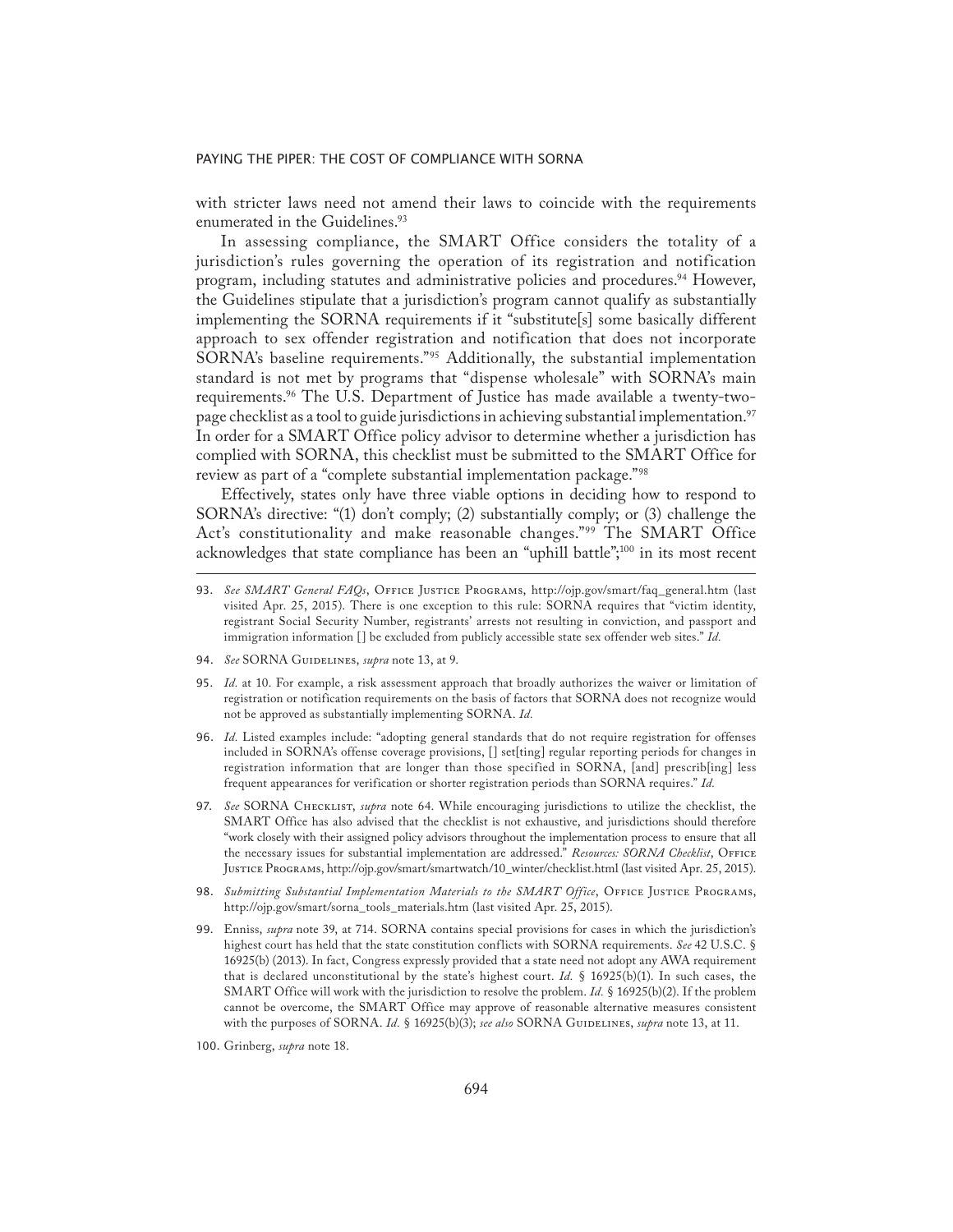with stricter laws need not amend their laws to coincide with the requirements enumerated in the Guidelines.[93]

In assessing compliance, the SMART Office considers the totality of a jurisdiction's rules governing the operation of its registration and notification program, including statutes and administrative policies and procedures.[94] However, the Guidelines stipulate that a jurisdiction's program cannot qualify as substantially implementing the SORNA requirements if it "substitute[s] some basically different approach to sex offender registration and notification that does not incorporate SORNA's baseline requirements."[95] Additionally, the substantial implementation standard is not met by programs that "dispense wholesale" with SORNA's main requirements.[96] The U.S. Department of Justice has made available a twenty-two-page checklist as a tool to guide jurisdictions in achieving substantial implementation.[97] In order for a SMART Office policy advisor to determine whether a jurisdiction has complied with SORNA, this checklist must be submitted to the SMART Office for review as part of a "complete substantial implementation package."[98]

Effectively, states only have three viable options in deciding how to respond to SORNA's directive: "(1) don't comply; (2) substantially comply; or (3) challenge the Act's constitutionality and make reasonable changes."[99] The SMART Office acknowledges that state compliance has been an "uphill battle";[100] in its most recent

---

93. *See SMART General FAQs*, Office Justice Programs, http://ojp.gov/smart/faq_general.htm (last visited Apr. 25, 2015). There is one exception to this rule: SORNA requires that "victim identity, registrant Social Security Number, registrants' arrests not resulting in conviction, and passport and immigration information [] be excluded from publicly accessible state sex offender web sites." *Id.*

94. *See* SORNA Guidelines, *supra* note 13, at 9.

95. *Id.* at 10. For example, a risk assessment approach that broadly authorizes the waiver or limitation of registration or notification requirements on the basis of factors that SORNA does not recognize would not be approved as substantially implementing SORNA. *Id.*

96. *Id.* Listed examples include: "adopting general standards that do not require registration for offenses included in SORNA's offense coverage provisions, [] set[ting] regular reporting periods for changes in registration information that are longer than those specified in SORNA, [and] prescrib[ing] less frequent appearances for verification or shorter registration periods than SORNA requires." *Id.*

97. *See* SORNA Checklist, *supra* note 64. While encouraging jurisdictions to utilize the checklist, the SMART Office has also advised that the checklist is not exhaustive, and jurisdictions should therefore "work closely with their assigned policy advisors throughout the implementation process to ensure that all the necessary issues for substantial implementation are addressed." *Resources: SORNA Checklist*, Office Justice Programs, http://ojp.gov/smart/smartwatch/10_winter/checklist.html (last visited Apr. 25, 2015).

98. *Submitting Substantial Implementation Materials to the SMART Office*, Office Justice Programs, http://ojp.gov/smart/sorna_tools_materials.htm (last visited Apr. 25, 2015).

99. Enniss, *supra* note 39, at 714. SORNA contains special provisions for cases in which the jurisdiction's highest court has held that the state constitution conflicts with SORNA requirements. *See* 42 U.S.C. § 16925(b) (2013). In fact, Congress expressly provided that a state need not adopt any AWA requirement that is declared unconstitutional by the state's highest court. *Id.* § 16925(b)(1). In such cases, the SMART Office will work with the jurisdiction to resolve the problem. *Id.* § 16925(b)(2). If the problem cannot be overcome, the SMART Office may approve of reasonable alternative measures consistent with the purposes of SORNA. *Id.* § 16925(b)(3); *see also* SORNA Guidelines, *supra* note 13, at 11.

100. Grinberg, *supra* note 18.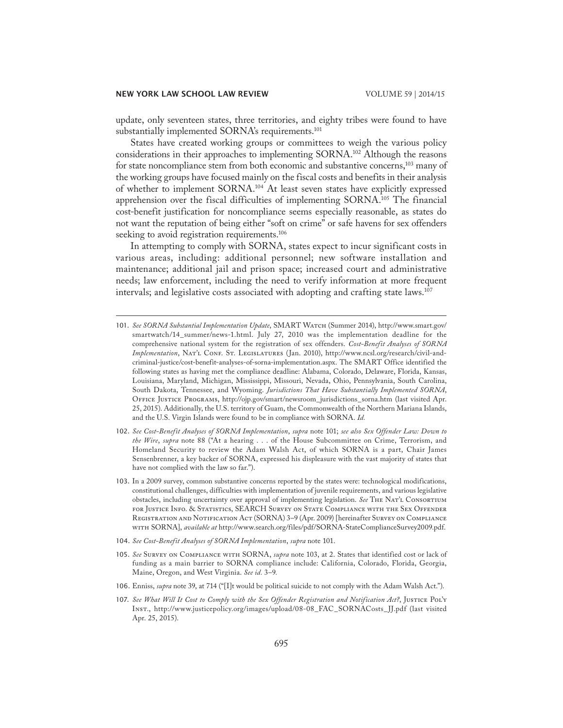update, only seventeen states, three territories, and eighty tribes were found to have substantially implemented SORNA's requirements.[101]

States have created working groups or committees to weigh the various policy considerations in their approaches to implementing SORNA.[102] Although the reasons for state noncompliance stem from both economic and substantive concerns,[103] many of the working groups have focused mainly on the fiscal costs and benefits in their analysis of whether to implement SORNA.[104] At least seven states have explicitly expressed apprehension over the fiscal difficulties of implementing SORNA.[105] The financial cost-benefit justification for noncompliance seems especially reasonable, as states do not want the reputation of being either "soft on crime" or safe havens for sex offenders seeking to avoid registration requirements.[106]

In attempting to comply with SORNA, states expect to incur significant costs in various areas, including: additional personnel; new software installation and maintenance; additional jail and prison space; increased court and administrative needs; law enforcement, including the need to verify information at more frequent intervals; and legislative costs associated with adopting and crafting state laws.[107]

---

101. *See SORNA Substantial Implementation Update*, SMART Watch (Summer 2014), http://www.smart.gov/smartwatch/14_summer/news-1.html. July 27, 2010 was the implementation deadline for the comprehensive national system for the registration of sex offenders. *Cost-Benefit Analyses of SORNA Implementation*, Nat'l Conf. St. Legislatures (Jan. 2010), http://www.ncsl.org/research/civil-and-criminal-justice/cost-benefit-analyses-of-sorna-implementation.aspx. The SMART Office identified the following states as having met the compliance deadline: Alabama, Colorado, Delaware, Florida, Kansas, Louisiana, Maryland, Michigan, Mississippi, Missouri, Nevada, Ohio, Pennsylvania, South Carolina, South Dakota, Tennessee, and Wyoming. *Jurisdictions That Have Substantially Implemented SORNA*, Office Justice Programs, http://ojp.gov/smart/newsroom_jurisdictions_sorna.htm (last visited Apr. 25, 2015). Additionally, the U.S. territory of Guam, the Commonwealth of the Northern Mariana Islands, and the U.S. Virgin Islands were found to be in compliance with SORNA. *Id.*

102. *See Cost-Benefit Analyses of SORNA Implementation*, *supra* note 101; *see also Sex Offender Law: Down to the Wire*, *supra* note 88 ("At a hearing . . . of the House Subcommittee on Crime, Terrorism, and Homeland Security to review the Adam Walsh Act, of which SORNA is a part, Chair James Sensenbrenner, a key backer of SORNA, expressed his displeasure with the vast majority of states that have not complied with the law so far.").

103. In a 2009 survey, common substantive concerns reported by the states were: technological modifications, constitutional challenges, difficulties with implementation of juvenile requirements, and various legislative obstacles, including uncertainty over approval of implementing legislation. *See* The Nat'l Consortium for Justice Info. & Statistics, SEARCH Survey on State Compliance with the Sex Offender Registration and Notification Act (SORNA) 3–9 (Apr. 2009) [hereinafter Survey on Compliance with SORNA], *available at* http://www.search.org/files/pdf/SORNA-StateComplianceSurvey2009.pdf.

104. *See Cost-Benefit Analyses of SORNA Implementation*, *supra* note 101.

105. *See* Survey on Compliance with SORNA, *supra* note 103, at 2. States that identified cost or lack of funding as a main barrier to SORNA compliance include: California, Colorado, Florida, Georgia, Maine, Oregon, and West Virginia. *See id.* 3–9.

106. Enniss, *supra* note 39, at 714 ("[I]t would be political suicide to not comply with the Adam Walsh Act.").

107. *See What Will It Cost to Comply with the Sex Offender Registration and Notification Act?*, Justice Pol'y Inst., http://www.justicepolicy.org/images/upload/08-08_FAC_SORNACosts_JJ.pdf (last visited Apr. 25, 2015).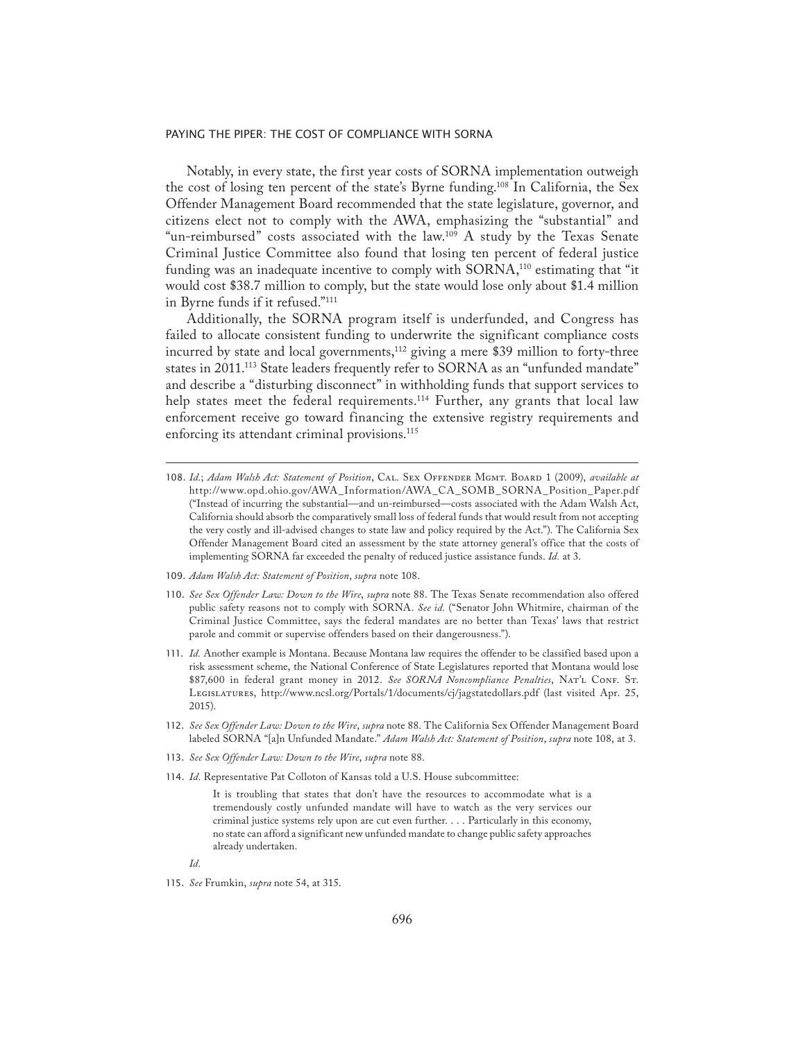Notably, in every state, the first year costs of SORNA implementation outweigh the cost of losing ten percent of the state's Byrne funding.[108] In California, the Sex Offender Management Board recommended that the state legislature, governor, and citizens elect not to comply with the AWA, emphasizing the "substantial" and "un-reimbursed" costs associated with the law.[109] A study by the Texas Senate Criminal Justice Committee also found that losing ten percent of federal justice funding was an inadequate incentive to comply with SORNA,[110] estimating that "it would cost $38.7 million to comply, but the state would lose only about $1.4 million in Byrne funds if it refused."[111]

Additionally, the SORNA program itself is underfunded, and Congress has failed to allocate consistent funding to underwrite the significant compliance costs incurred by state and local governments,[112] giving a mere $39 million to forty-three states in 2011.[113] State leaders frequently refer to SORNA as an "unfunded mandate" and describe a "disturbing disconnect" in withholding funds that support services to help states meet the federal requirements.[114] Further, any grants that local law enforcement receive go toward financing the extensive registry requirements and enforcing its attendant criminal provisions.[115]

---

108. *Id.*; *Adam Walsh Act: Statement of Position*, Cal. Sex Offender Mgmt. Board 1 (2009), *available at* http://www.opd.ohio.gov/AWA_Information/AWA_CA_SOMB_SORNA_Position_Paper.pdf ("Instead of incurring the substantial—and un-reimbursed—costs associated with the Adam Walsh Act, California should absorb the comparatively small loss of federal funds that would result from not accepting the very costly and ill-advised changes to state law and policy required by the Act."). The California Sex Offender Management Board cited an assessment by the state attorney general's office that the costs of implementing SORNA far exceeded the penalty of reduced justice assistance funds. *Id.* at 3.

109. *Adam Walsh Act: Statement of Position*, *supra* note 108.

110. *See Sex Offender Law: Down to the Wire*, *supra* note 88. The Texas Senate recommendation also offered public safety reasons not to comply with SORNA. *See id.* ("Senator John Whitmire, chairman of the Criminal Justice Committee, says the federal mandates are no better than Texas' laws that restrict parole and commit or supervise offenders based on their dangerousness.").

111. *Id.* Another example is Montana. Because Montana law requires the offender to be classified based upon a risk assessment scheme, the National Conference of State Legislatures reported that Montana would lose $87,600 in federal grant money in 2012. *See SORNA Noncompliance Penalties*, Nat'l Conf. St. Legislatures, http://www.ncsl.org/Portals/1/documents/cj/jagstatedollars.pdf (last visited Apr. 25, 2015).

112. *See Sex Offender Law: Down to the Wire*, *supra* note 88. The California Sex Offender Management Board labeled SORNA "[a]n Unfunded Mandate." *Adam Walsh Act: Statement of Position*, *supra* note 108, at 3.

113. *See Sex Offender Law: Down to the Wire*, *supra* note 88.

114. *Id.* Representative Pat Colloton of Kansas told a U.S. House subcommittee:

> It is troubling that states that don't have the resources to accommodate what is a tremendously costly unfunded mandate will have to watch as the very services our criminal justice systems rely upon are cut even further. . . . Particularly in this economy, no state can afford a significant new unfunded mandate to change public safety approaches already undertaken.

*Id.*

115. *See* Frumkin, *supra* note 54, at 315.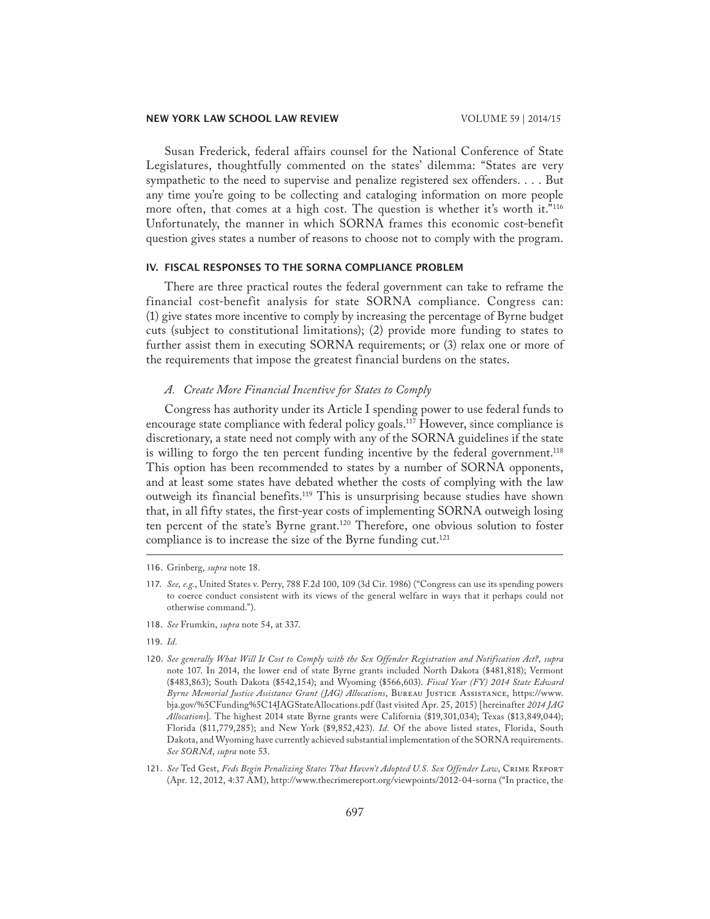Susan Frederick, federal affairs counsel for the National Conference of State Legislatures, thoughtfully commented on the states' dilemma: "States are very sympathetic to the need to supervise and penalize registered sex offenders. . . . But any time you're going to be collecting and cataloging information on more people more often, that comes at a high cost. The question is whether it's worth it."[116] Unfortunately, the manner in which SORNA frames this economic cost-benefit question gives states a number of reasons to choose not to comply with the program.

## IV. FISCAL RESPONSES TO THE SORNA COMPLIANCE PROBLEM

There are three practical routes the federal government can take to reframe the financial cost-benefit analysis for state SORNA compliance. Congress can: (1) give states more incentive to comply by increasing the percentage of Byrne budget cuts (subject to constitutional limitations); (2) provide more funding to states to further assist them in executing SORNA requirements; or (3) relax one or more of the requirements that impose the greatest financial burdens on the states.

### *A. Create More Financial Incentive for States to Comply*

Congress has authority under its Article I spending power to use federal funds to encourage state compliance with federal policy goals.[117] However, since compliance is discretionary, a state need not comply with any of the SORNA guidelines if the state is willing to forgo the ten percent funding incentive by the federal government.[118] This option has been recommended to states by a number of SORNA opponents, and at least some states have debated whether the costs of complying with the law outweigh its financial benefits.[119] This is unsurprising because studies have shown that, in all fifty states, the first-year costs of implementing SORNA outweigh losing ten percent of the state's Byrne grant.[120] Therefore, one obvious solution to foster compliance is to increase the size of the Byrne funding cut.[121]

---

116. Grinberg, *supra* note 18.

117. *See, e.g.*, United States v. Perry, 788 F.2d 100, 109 (3d Cir. 1986) ("Congress can use its spending powers to coerce conduct consistent with its views of the general welfare in ways that it perhaps could not otherwise command.").

118. *See* Frumkin, *supra* note 54, at 337.

119. *Id.*

120. *See generally What Will It Cost to Comply with the Sex Offender Registration and Notification Act?*, *supra* note 107. In 2014, the lower end of state Byrne grants included North Dakota ($481,818); Vermont ($483,863); South Dakota ($542,154); and Wyoming ($566,603). *Fiscal Year (FY) 2014 State Edward Byrne Memorial Justice Assistance Grant (JAG) Allocations*, Bureau Justice Assistance, https://www.bja.gov/%5CFunding%5C14JAGStateAllocations.pdf (last visited Apr. 25, 2015) [hereinafter *2014 JAG Allocations*]. The highest 2014 state Byrne grants were California ($19,301,034); Texas ($13,849,044); Florida ($11,779,285); and New York ($9,852,423). *Id.* Of the above listed states, Florida, South Dakota, and Wyoming have currently achieved substantial implementation of the SORNA requirements. *See SORNA*, *supra* note 53.

121. *See* Ted Gest, *Feds Begin Penalizing States That Haven't Adopted U.S. Sex Offender Law*, Crime Report (Apr. 12, 2012, 4:37 AM), http://www.thecrimereport.org/viewpoints/2012-04-sorna ("In practice, the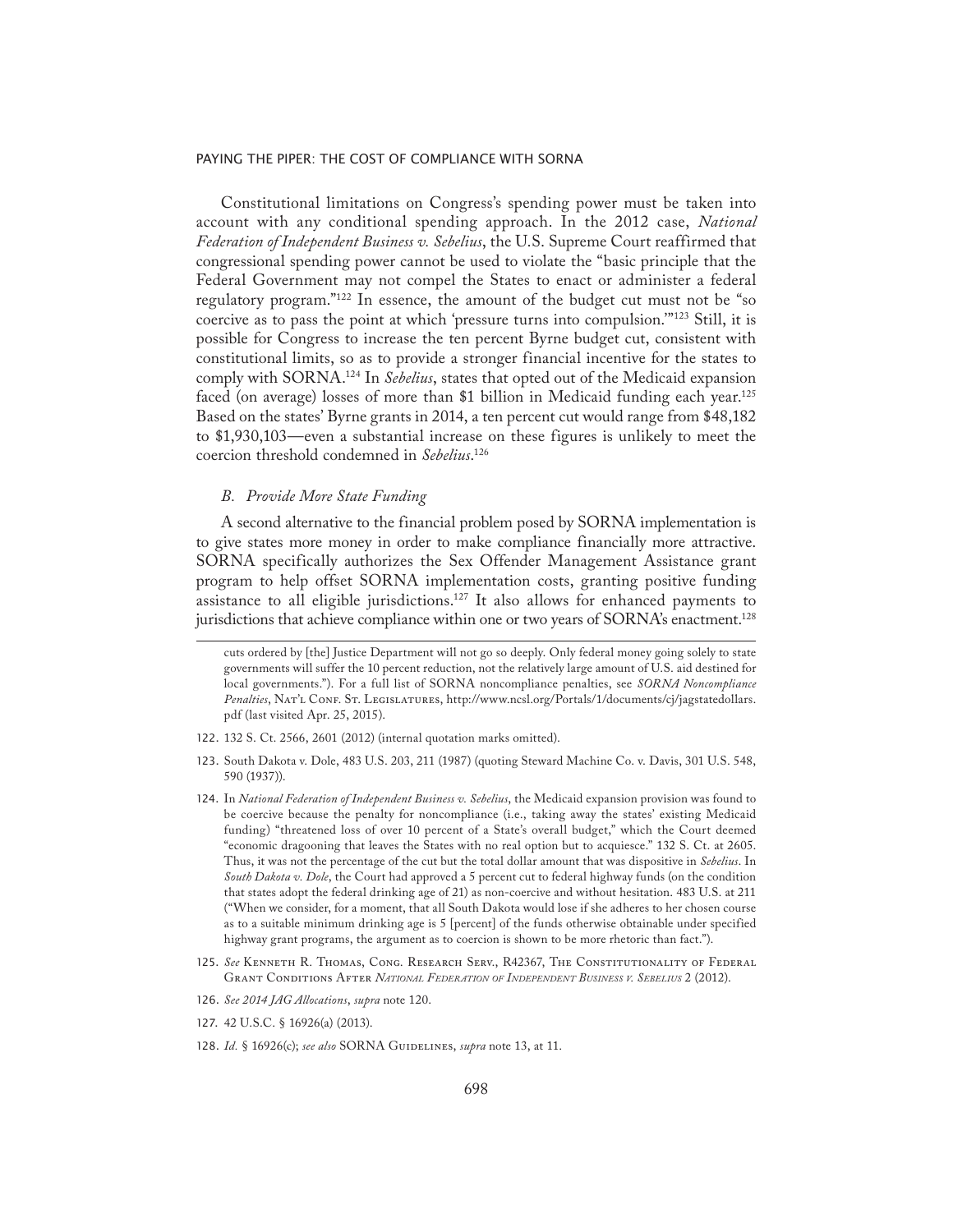Constitutional limitations on Congress's spending power must be taken into account with any conditional spending approach. In the 2012 case, *National Federation of Independent Business v. Sebelius*, the U.S. Supreme Court reaffirmed that congressional spending power cannot be used to violate the "basic principle that the Federal Government may not compel the States to enact or administer a federal regulatory program."[122] In essence, the amount of the budget cut must not be "so coercive as to pass the point at which 'pressure turns into compulsion.'"[123] Still, it is possible for Congress to increase the ten percent Byrne budget cut, consistent with constitutional limits, so as to provide a stronger financial incentive for the states to comply with SORNA.[124] In *Sebelius*, states that opted out of the Medicaid expansion faced (on average) losses of more than $1 billion in Medicaid funding each year.[125] Based on the states' Byrne grants in 2014, a ten percent cut would range from $48,182 to $1,930,103—even a substantial increase on these figures is unlikely to meet the coercion threshold condemned in *Sebelius*.[126]

### *B. Provide More State Funding*

A second alternative to the financial problem posed by SORNA implementation is to give states more money in order to make compliance financially more attractive. SORNA specifically authorizes the Sex Offender Management Assistance grant program to help offset SORNA implementation costs, granting positive funding assistance to all eligible jurisdictions.[127] It also allows for enhanced payments to jurisdictions that achieve compliance within one or two years of SORNA's enactment.[128]

---

cuts ordered by [the] Justice Department will not go so deeply. Only federal money going solely to state governments will suffer the 10 percent reduction, not the relatively large amount of U.S. aid destined for local governments."). For a full list of SORNA noncompliance penalties, see *SORNA Noncompliance Penalties*, Nat'l Conf. St. Legislatures, http://www.ncsl.org/Portals/1/documents/cj/jagstatedollars.pdf (last visited Apr. 25, 2015).

122. 132 S. Ct. 2566, 2601 (2012) (internal quotation marks omitted).

123. South Dakota v. Dole, 483 U.S. 203, 211 (1987) (quoting Steward Machine Co. v. Davis, 301 U.S. 548, 590 (1937)).

124. In *National Federation of Independent Business v. Sebelius*, the Medicaid expansion provision was found to be coercive because the penalty for noncompliance (i.e., taking away the states' existing Medicaid funding) "threatened loss of over 10 percent of a State's overall budget," which the Court deemed "economic dragooning that leaves the States with no real option but to acquiesce." 132 S. Ct. at 2605. Thus, it was not the percentage of the cut but the total dollar amount that was dispositive in *Sebelius*. In *South Dakota v. Dole*, the Court had approved a 5 percent cut to federal highway funds (on the condition that states adopt the federal drinking age of 21) as non-coercive and without hesitation. 483 U.S. at 211 ("When we consider, for a moment, that all South Dakota would lose if she adheres to her chosen course as to a suitable minimum drinking age is 5 [percent] of the funds otherwise obtainable under specified highway grant programs, the argument as to coercion is shown to be more rhetoric than fact.").

125. *See* Kenneth R. Thomas, Cong. Research Serv., R42367, The Constitutionality of Federal Grant Conditions After *National Federation of Independent Business v. Sebelius* 2 (2012).

126. *See 2014 JAG Allocations*, *supra* note 120.

127. 42 U.S.C. § 16926(a) (2013).

128. *Id.* § 16926(c); *see also* SORNA Guidelines, *supra* note 13, at 11.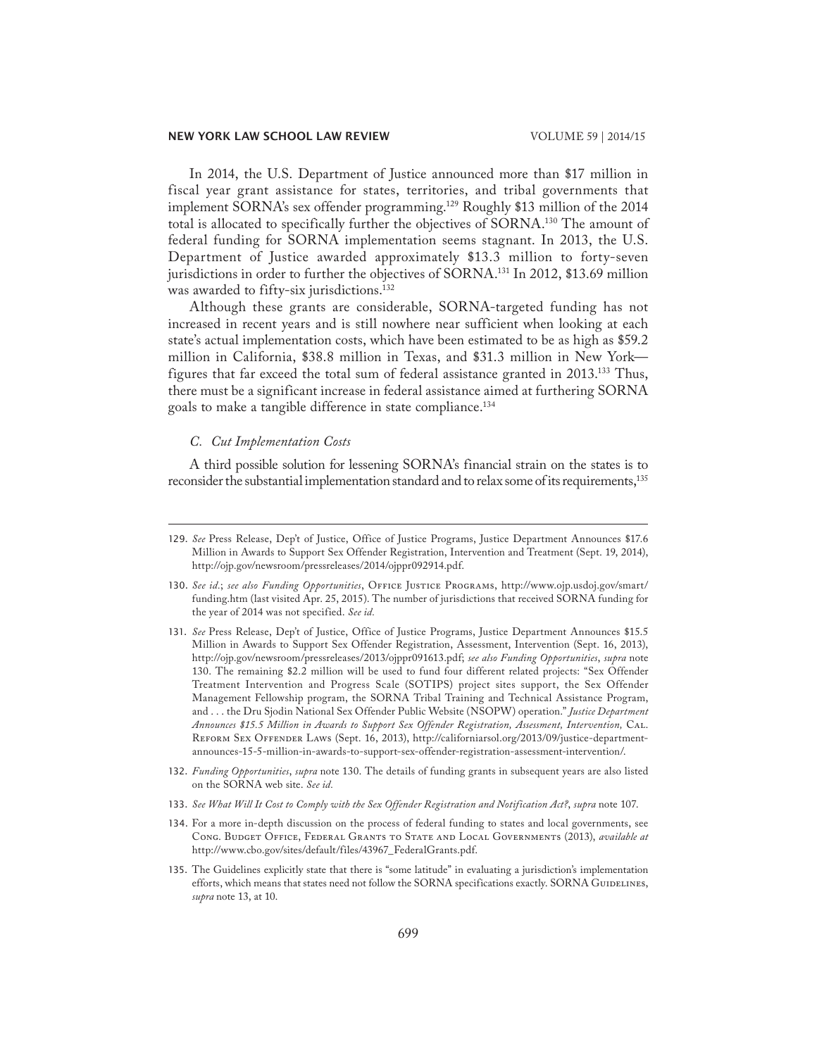In 2014, the U.S. Department of Justice announced more than $17 million in fiscal year grant assistance for states, territories, and tribal governments that implement SORNA's sex offender programming.[129] Roughly $13 million of the 2014 total is allocated to specifically further the objectives of SORNA.[130] The amount of federal funding for SORNA implementation seems stagnant. In 2013, the U.S. Department of Justice awarded approximately $13.3 million to forty-seven jurisdictions in order to further the objectives of SORNA.[131] In 2012, $13.69 million was awarded to fifty-six jurisdictions.[132]

Although these grants are considerable, SORNA-targeted funding has not increased in recent years and is still nowhere near sufficient when looking at each state's actual implementation costs, which have been estimated to be as high as $59.2 million in California, $38.8 million in Texas, and $31.3 million in New York—figures that far exceed the total sum of federal assistance granted in 2013.[133] Thus, there must be a significant increase in federal assistance aimed at furthering SORNA goals to make a tangible difference in state compliance.[134]

### *C. Cut Implementation Costs*

A third possible solution for lessening SORNA's financial strain on the states is to reconsider the substantial implementation standard and to relax some of its requirements,[135]

---

129. *See* Press Release, Dep't of Justice, Office of Justice Programs, Justice Department Announces $17.6 Million in Awards to Support Sex Offender Registration, Intervention and Treatment (Sept. 19, 2014), http://ojp.gov/newsroom/pressreleases/2014/ojppr092914.pdf.

130. *See id.*; *see also Funding Opportunities*, Office Justice Programs, http://www.ojp.usdoj.gov/smart/funding.htm (last visited Apr. 25, 2015). The number of jurisdictions that received SORNA funding for the year of 2014 was not specified. *See id.*

131. *See* Press Release, Dep't of Justice, Office of Justice Programs, Justice Department Announces $15.5 Million in Awards to Support Sex Offender Registration, Assessment, Intervention (Sept. 16, 2013), http://ojp.gov/newsroom/pressreleases/2013/ojppr091613.pdf; *see also Funding Opportunities*, *supra* note 130. The remaining $2.2 million will be used to fund four different related projects: "Sex Offender Treatment Intervention and Progress Scale (SOTIPS) project sites support, the Sex Offender Management Fellowship program, the SORNA Tribal Training and Technical Assistance Program, and . . . the Dru Sjodin National Sex Offender Public Website (NSOPW) operation." *Justice Department Announces $15.5 Million in Awards to Support Sex Offender Registration, Assessment, Intervention,* Cal. Reform Sex Offender Laws (Sept. 16, 2013), http://californiarsol.org/2013/09/justice-department-announces-15-5-million-in-awards-to-support-sex-offender-registration-assessment-intervention/.

132. *Funding Opportunities*, *supra* note 130. The details of funding grants in subsequent years are also listed on the SORNA web site. *See id.*

133. *See What Will It Cost to Comply with the Sex Offender Registration and Notification Act?*, *supra* note 107.

134. For a more in-depth discussion on the process of federal funding to states and local governments, see Cong. Budget Office, Federal Grants to State and Local Governments (2013), *available at* http://www.cbo.gov/sites/default/files/43967_FederalGrants.pdf.

135. The Guidelines explicitly state that there is "some latitude" in evaluating a jurisdiction's implementation efforts, which means that states need not follow the SORNA specifications exactly. SORNA Guidelines, *supra* note 13, at 10.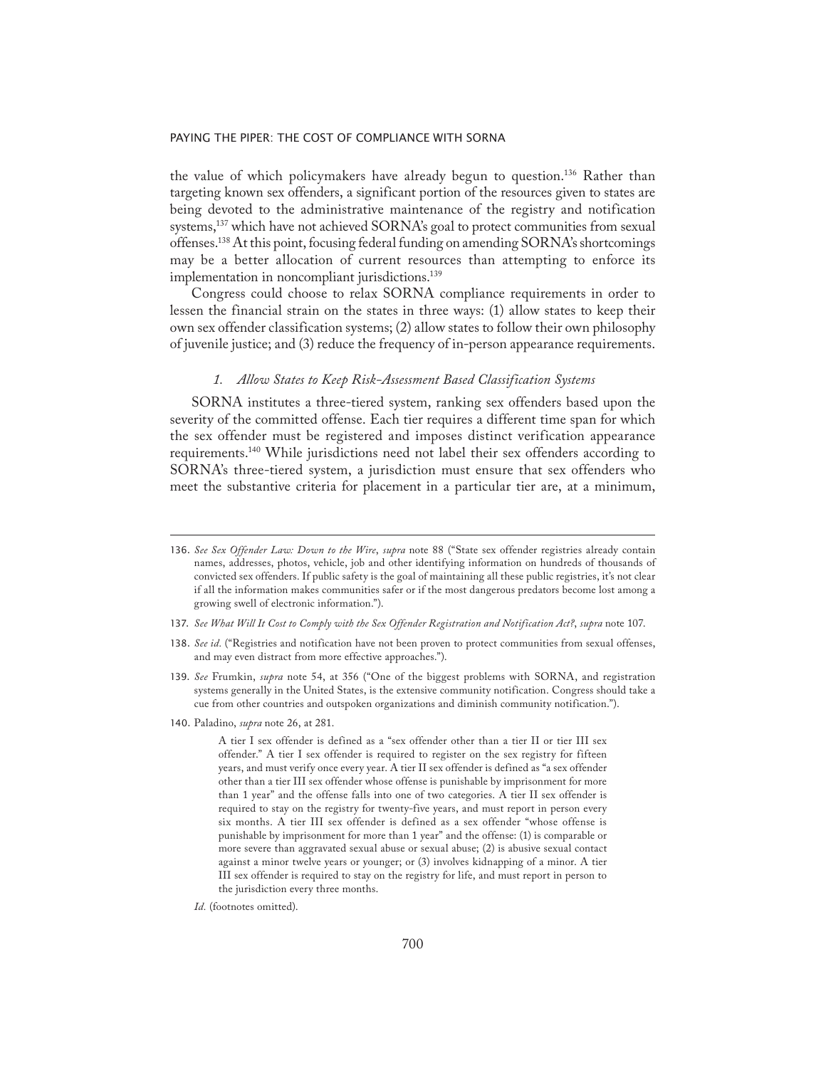the value of which policymakers have already begun to question.[136] Rather than targeting known sex offenders, a significant portion of the resources given to states are being devoted to the administrative maintenance of the registry and notification systems,[137] which have not achieved SORNA's goal to protect communities from sexual offenses.[138] At this point, focusing federal funding on amending SORNA's shortcomings may be a better allocation of current resources than attempting to enforce its implementation in noncompliant jurisdictions.[139]

Congress could choose to relax SORNA compliance requirements in order to lessen the financial strain on the states in three ways: (1) allow states to keep their own sex offender classification systems; (2) allow states to follow their own philosophy of juvenile justice; and (3) reduce the frequency of in-person appearance requirements.

#### *1. Allow States to Keep Risk-Assessment Based Classification Systems*

SORNA institutes a three-tiered system, ranking sex offenders based upon the severity of the committed offense. Each tier requires a different time span for which the sex offender must be registered and imposes distinct verification appearance requirements.[140] While jurisdictions need not label their sex offenders according to SORNA's three-tiered system, a jurisdiction must ensure that sex offenders who meet the substantive criteria for placement in a particular tier are, at a minimum,

---

136. *See Sex Offender Law: Down to the Wire*, *supra* note 88 ("State sex offender registries already contain names, addresses, photos, vehicle, job and other identifying information on hundreds of thousands of convicted sex offenders. If public safety is the goal of maintaining all these public registries, it's not clear if all the information makes communities safer or if the most dangerous predators become lost among a growing swell of electronic information.").

137. *See What Will It Cost to Comply with the Sex Offender Registration and Notification Act?*, *supra* note 107.

138. *See id.* ("Registries and notification have not been proven to protect communities from sexual offenses, and may even distract from more effective approaches.").

139. *See* Frumkin, *supra* note 54, at 356 ("One of the biggest problems with SORNA, and registration systems generally in the United States, is the extensive community notification. Congress should take a cue from other countries and outspoken organizations and diminish community notification.").

140. Paladino, *supra* note 26, at 281.

> A tier I sex offender is defined as a "sex offender other than a tier II or tier III sex offender." A tier I sex offender is required to register on the sex registry for fifteen years, and must verify once every year. A tier II sex offender is defined as "a sex offender other than a tier III sex offender whose offense is punishable by imprisonment for more than 1 year" and the offense falls into one of two categories. A tier II sex offender is required to stay on the registry for twenty-five years, and must report in person every six months. A tier III sex offender is defined as a sex offender "whose offense is punishable by imprisonment for more than 1 year" and the offense: (1) is comparable or more severe than aggravated sexual abuse or sexual abuse; (2) is abusive sexual contact against a minor twelve years or younger; or (3) involves kidnapping of a minor. A tier III sex offender is required to stay on the registry for life, and must report in person to the jurisdiction every three months.

*Id.* (footnotes omitted).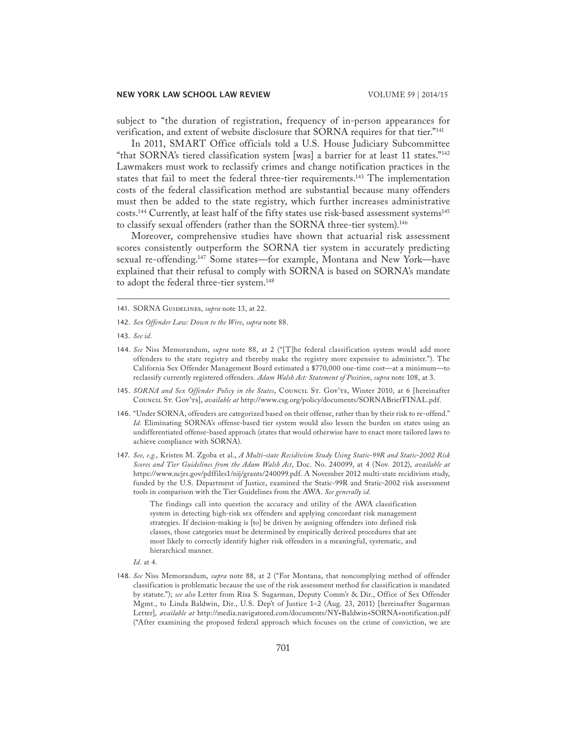subject to "the duration of registration, frequency of in-person appearances for verification, and extent of website disclosure that SORNA requires for that tier."[141]

In 2011, SMART Office officials told a U.S. House Judiciary Subcommittee "that SORNA's tiered classification system [was] a barrier for at least 11 states."[142] Lawmakers must work to reclassify crimes and change notification practices in the states that fail to meet the federal three-tier requirements.[143] The implementation costs of the federal classification method are substantial because many offenders must then be added to the state registry, which further increases administrative costs.[144] Currently, at least half of the fifty states use risk-based assessment systems[145] to classify sexual offenders (rather than the SORNA three-tier system).[146]

Moreover, comprehensive studies have shown that actuarial risk assessment scores consistently outperform the SORNA tier system in accurately predicting sexual re-offending.[147] Some states—for example, Montana and New York—have explained that their refusal to comply with SORNA is based on SORNA's mandate to adopt the federal three-tier system.[148]

---

141. SORNA Guidelines, *supra* note 13, at 22.

142. *Sex Offender Law: Down to the Wire*, *supra* note 88.

143. *See id.*

144. *See* Niss Memorandum, *supra* note 88, at 2 ("[T]he federal classification system would add more offenders to the state registry and thereby make the registry more expensive to administer."). The California Sex Offender Management Board estimated a $770,000 one-time cost—at a minimum—to reclassify currently registered offenders. *Adam Walsh Act: Statement of Position*, *supra* note 108, at 3.

145. *SORNA and Sex Offender Policy in the States*, Council St. Gov'ts, Winter 2010, at 6 [hereinafter Council St. Gov'ts], *available at* http://www.csg.org/policy/documents/SORNABriefFINAL.pdf.

146. "Under SORNA, offenders are categorized based on their offense, rather than by their risk to re-offend." *Id.* Eliminating SORNA's offense-based tier system would also lessen the burden on states using an undifferentiated offense-based approach (states that would otherwise have to enact more tailored laws to achieve compliance with SORNA).

147. *See, e.g.*, Kristen M. Zgoba et al., *A Multi-state Recidivism Study Using Static-99R and Static-2002 Risk Scores and Tier Guidelines from the Adam Walsh Act*, Doc. No. 240099, at 4 (Nov. 2012), *available at* https://www.ncjrs.gov/pdffiles1/nij/grants/240099.pdf. A November 2012 multi-state recidivism study, funded by the U.S. Department of Justice, examined the Static-99R and Static-2002 risk assessment tools in comparison with the Tier Guidelines from the AWA. *See generally id.*

> The findings call into question the accuracy and utility of the AWA classification system in detecting high-risk sex offenders and applying concordant risk management strategies. If decision-making is [to] be driven by assigning offenders into defined risk classes, those categories must be determined by empirically derived procedures that are most likely to correctly identify higher risk offenders in a meaningful, systematic, and hierarchical manner.

*Id.* at 4.

148. *See* Niss Memorandum, *supra* note 88, at 2 ("For Montana, that noncomplying method of offender classification is problematic because the use of the risk assessment method for classification is mandated by statute."); *see also* Letter from Risa S. Sugarman, Deputy Comm'r & Dir., Office of Sex Offender Mgmt., to Linda Baldwin, Dir., U.S. Dep't of Justice 1–2 (Aug. 23, 2011) [hereinafter Sugarman Letter], *available at* http://media.navigatored.com/documents/NY+Baldwin+SORNA+notification.pdf ("After examining the proposed federal approach which focuses on the crime of conviction, we are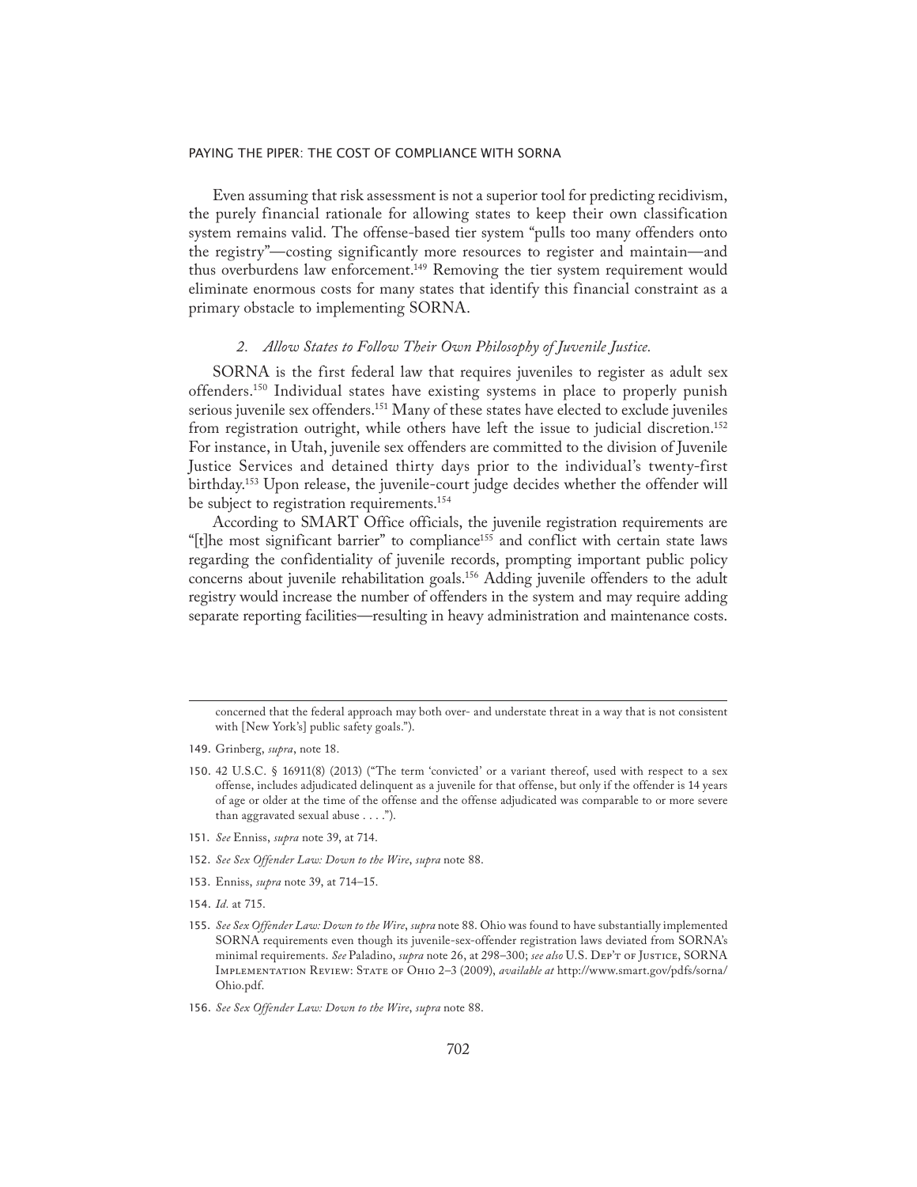Even assuming that risk assessment is not a superior tool for predicting recidivism, the purely financial rationale for allowing states to keep their own classification system remains valid. The offense-based tier system "pulls too many offenders onto the registry"—costing significantly more resources to register and maintain—and thus overburdens law enforcement.[149] Removing the tier system requirement would eliminate enormous costs for many states that identify this financial constraint as a primary obstacle to implementing SORNA.

### *2. Allow States to Follow Their Own Philosophy of Juvenile Justice.*

SORNA is the first federal law that requires juveniles to register as adult sex offenders.[150] Individual states have existing systems in place to properly punish serious juvenile sex offenders.[151] Many of these states have elected to exclude juveniles from registration outright, while others have left the issue to judicial discretion.[152] For instance, in Utah, juvenile sex offenders are committed to the division of Juvenile Justice Services and detained thirty days prior to the individual's twenty-first birthday.[153] Upon release, the juvenile-court judge decides whether the offender will be subject to registration requirements.[154]

According to SMART Office officials, the juvenile registration requirements are "[t]he most significant barrier" to compliance[155] and conflict with certain state laws regarding the confidentiality of juvenile records, prompting important public policy concerns about juvenile rehabilitation goals.[156] Adding juvenile offenders to the adult registry would increase the number of offenders in the system and may require adding separate reporting facilities—resulting in heavy administration and maintenance costs.

---

concerned that the federal approach may both over- and understate threat in a way that is not consistent with [New York's] public safety goals.").

149. Grinberg, *supra*, note 18.

150. 42 U.S.C. § 16911(8) (2013) ("The term 'convicted' or a variant thereof, used with respect to a sex offense, includes adjudicated delinquent as a juvenile for that offense, but only if the offender is 14 years of age or older at the time of the offense and the offense adjudicated was comparable to or more severe than aggravated sexual abuse . . . .").

151. *See* Enniss, *supra* note 39, at 714.

152. *See Sex Offender Law: Down to the Wire*, *supra* note 88.

153. Enniss, *supra* note 39, at 714–15.

154. *Id.* at 715.

155. *See Sex Offender Law: Down to the Wire*, *supra* note 88. Ohio was found to have substantially implemented SORNA requirements even though its juvenile-sex-offender registration laws deviated from SORNA's minimal requirements. *See* Paladino, *supra* note 26, at 298–300; *see also* U.S. Dep't of Justice, SORNA Implementation Review: State of Ohio 2–3 (2009), *available at* http://www.smart.gov/pdfs/sorna/Ohio.pdf.

156. *See Sex Offender Law: Down to the Wire*, *supra* note 88.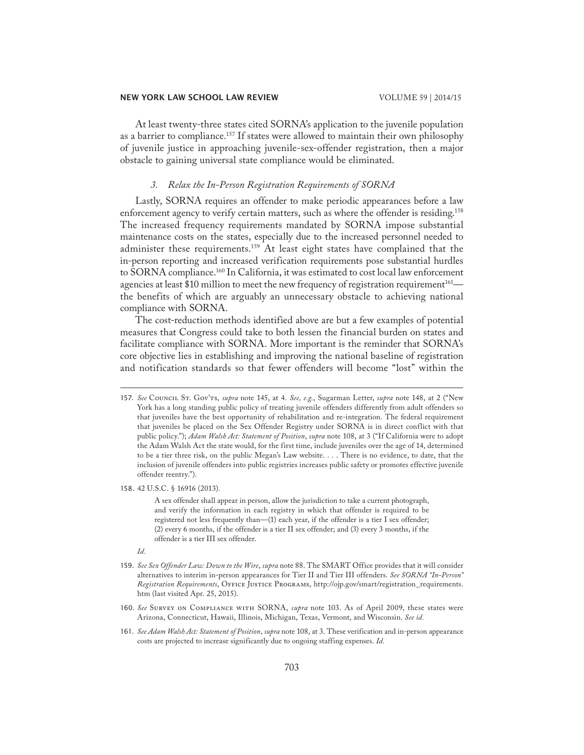At least twenty-three states cited SORNA's application to the juvenile population as a barrier to compliance.[157] If states were allowed to maintain their own philosophy of juvenile justice in approaching juvenile-sex-offender registration, then a major obstacle to gaining universal state compliance would be eliminated.

### *3. Relax the In-Person Registration Requirements of SORNA*

Lastly, SORNA requires an offender to make periodic appearances before a law enforcement agency to verify certain matters, such as where the offender is residing.[158] The increased frequency requirements mandated by SORNA impose substantial maintenance costs on the states, especially due to the increased personnel needed to administer these requirements.[159] At least eight states have complained that the in-person reporting and increased verification requirements pose substantial hurdles to SORNA compliance.[160] In California, it was estimated to cost local law enforcement agencies at least $10 million to meet the new frequency of registration requirement[161]—the benefits of which are arguably an unnecessary obstacle to achieving national compliance with SORNA.

The cost-reduction methods identified above are but a few examples of potential measures that Congress could take to both lessen the financial burden on states and facilitate compliance with SORNA. More important is the reminder that SORNA's core objective lies in establishing and improving the national baseline of registration and notification standards so that fewer offenders will become "lost" within the

---

157. *See* Council St. Gov'ts, *supra* note 145, at 4. *See, e.g.*, Sugarman Letter, *supra* note 148, at 2 ("New York has a long standing public policy of treating juvenile offenders differently from adult offenders so that juveniles have the best opportunity of rehabilitation and re-integration. The federal requirement that juveniles be placed on the Sex Offender Registry under SORNA is in direct conflict with that public policy."); *Adam Walsh Act: Statement of Position*, *supra* note 108, at 3 ("If California were to adopt the Adam Walsh Act the state would, for the first time, include juveniles over the age of 14, determined to be a tier three risk, on the public Megan's Law website. . . . There is no evidence, to date, that the inclusion of juvenile offenders into public registries increases public safety or promotes effective juvenile offender reentry.").

158. 42 U.S.C. § 16916 (2013).

> A sex offender shall appear in person, allow the jurisdiction to take a current photograph, and verify the information in each registry in which that offender is required to be registered not less frequently than—(1) each year, if the offender is a tier I sex offender; (2) every 6 months, if the offender is a tier II sex offender; and (3) every 3 months, if the offender is a tier III sex offender.

*Id.*

159. *See Sex Offender Law: Down to the Wire*, *supra* note 88. The SMART Office provides that it will consider alternatives to interim in-person appearances for Tier II and Tier III offenders. *See SORNA "In-Person" Registration Requirements*, Office Justice Programs, http://ojp.gov/smart/registration_requirements.htm (last visited Apr. 25, 2015).

160. *See* Survey on Compliance with SORNA, *supra* note 103. As of April 2009, these states were Arizona, Connecticut, Hawaii, Illinois, Michigan, Texas, Vermont, and Wisconsin. *See id.*

161. *See Adam Walsh Act: Statement of Position*, *supra* note 108, at 3. These verification and in-person appearance costs are projected to increase significantly due to ongoing staffing expenses. *Id.*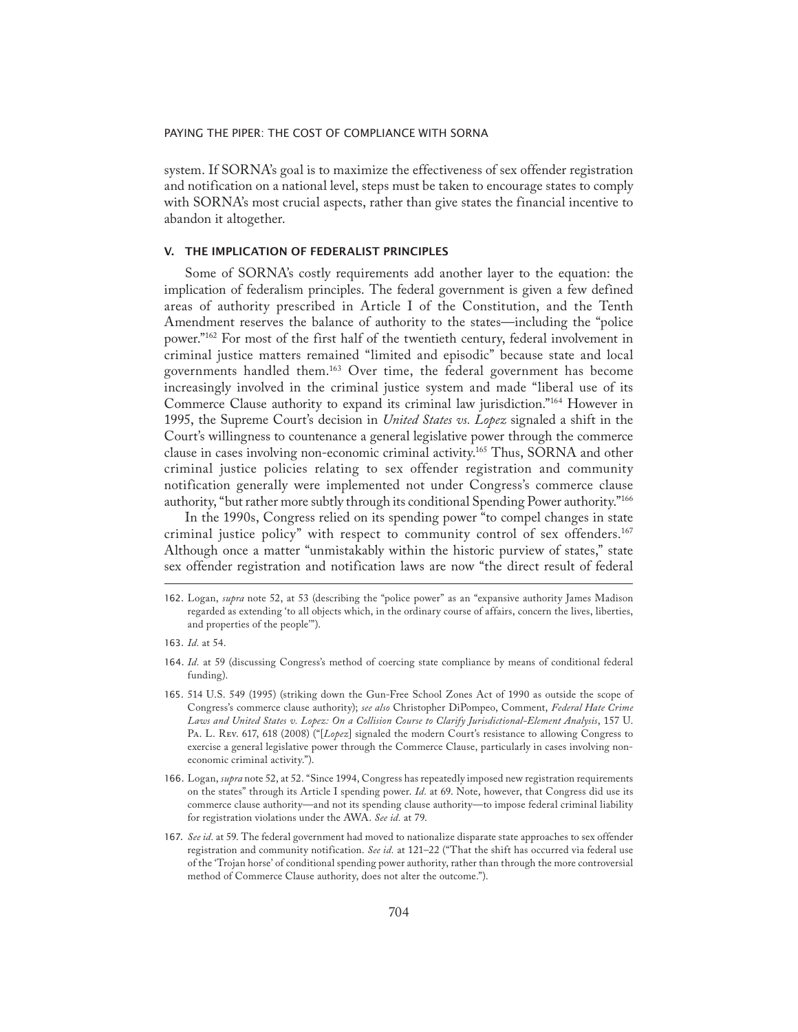system. If SORNA's goal is to maximize the effectiveness of sex offender registration and notification on a national level, steps must be taken to encourage states to comply with SORNA's most crucial aspects, rather than give states the financial incentive to abandon it altogether.

## V. THE IMPLICATION OF FEDERALIST PRINCIPLES

Some of SORNA's costly requirements add another layer to the equation: the implication of federalism principles. The federal government is given a few defined areas of authority prescribed in Article I of the Constitution, and the Tenth Amendment reserves the balance of authority to the states—including the "police power."[162] For most of the first half of the twentieth century, federal involvement in criminal justice matters remained "limited and episodic" because state and local governments handled them.[163] Over time, the federal government has become increasingly involved in the criminal justice system and made "liberal use of its Commerce Clause authority to expand its criminal law jurisdiction."[164] However in 1995, the Supreme Court's decision in *United States vs. Lopez* signaled a shift in the Court's willingness to countenance a general legislative power through the commerce clause in cases involving non-economic criminal activity.[165] Thus, SORNA and other criminal justice policies relating to sex offender registration and community notification generally were implemented not under Congress's commerce clause authority, "but rather more subtly through its conditional Spending Power authority."[166]

In the 1990s, Congress relied on its spending power "to compel changes in state criminal justice policy" with respect to community control of sex offenders.[167] Although once a matter "unmistakably within the historic purview of states," state sex offender registration and notification laws are now "the direct result of federal

---

162. Logan, *supra* note 52, at 53 (describing the "police power" as an "expansive authority James Madison regarded as extending 'to all objects which, in the ordinary course of affairs, concern the lives, liberties, and properties of the people'").

163. *Id.* at 54.

164. *Id.* at 59 (discussing Congress's method of coercing state compliance by means of conditional federal funding).

165. 514 U.S. 549 (1995) (striking down the Gun-Free School Zones Act of 1990 as outside the scope of Congress's commerce clause authority); *see also* Christopher DiPompeo, Comment, *Federal Hate Crime Laws and United States v. Lopez: On a Collision Course to Clarify Jurisdictional-Element Analysis*, 157 U. Pa. L. Rev. 617, 618 (2008) ("[*Lopez*] signaled the modern Court's resistance to allowing Congress to exercise a general legislative power through the Commerce Clause, particularly in cases involving non-economic criminal activity.").

166. Logan, *supra* note 52, at 52. "Since 1994, Congress has repeatedly imposed new registration requirements on the states" through its Article I spending power. *Id.* at 69. Note, however, that Congress did use its commerce clause authority—and not its spending clause authority—to impose federal criminal liability for registration violations under the AWA. *See id.* at 79.

167. *See id.* at 59. The federal government had moved to nationalize disparate state approaches to sex offender registration and community notification. *See id.* at 121–22 ("That the shift has occurred via federal use of the 'Trojan horse' of conditional spending power authority, rather than through the more controversial method of Commerce Clause authority, does not alter the outcome.").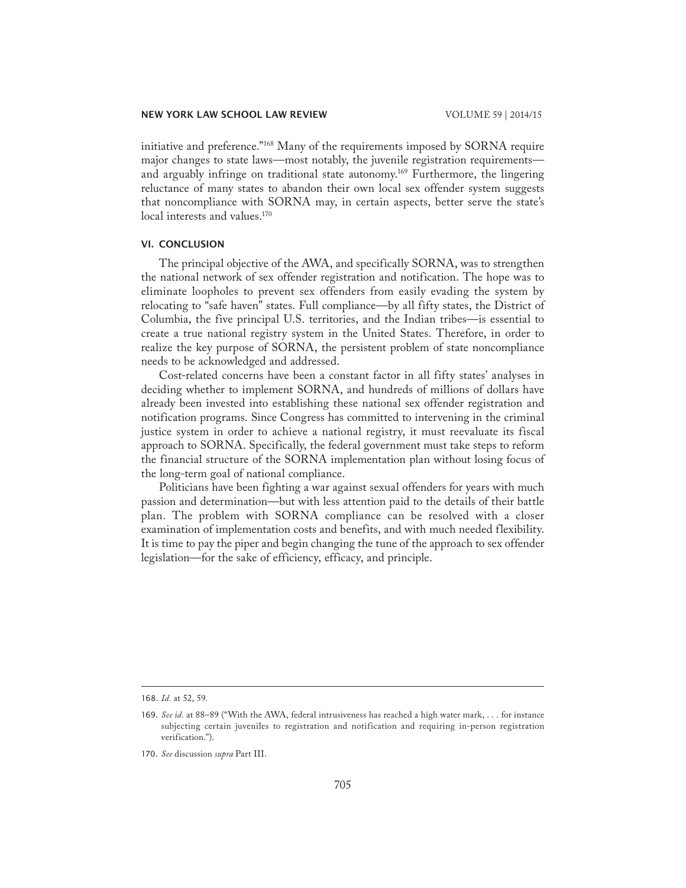initiative and preference."[168] Many of the requirements imposed by SORNA require major changes to state laws—most notably, the juvenile registration requirements—and arguably infringe on traditional state autonomy.[169] Furthermore, the lingering reluctance of many states to abandon their own local sex offender system suggests that noncompliance with SORNA may, in certain aspects, better serve the state's local interests and values.[170]

## VI. CONCLUSION

The principal objective of the AWA, and specifically SORNA, was to strengthen the national network of sex offender registration and notification. The hope was to eliminate loopholes to prevent sex offenders from easily evading the system by relocating to "safe haven" states. Full compliance—by all fifty states, the District of Columbia, the five principal U.S. territories, and the Indian tribes—is essential to create a true national registry system in the United States. Therefore, in order to realize the key purpose of SORNA, the persistent problem of state noncompliance needs to be acknowledged and addressed.

Cost-related concerns have been a constant factor in all fifty states' analyses in deciding whether to implement SORNA, and hundreds of millions of dollars have already been invested into establishing these national sex offender registration and notification programs. Since Congress has committed to intervening in the criminal justice system in order to achieve a national registry, it must reevaluate its fiscal approach to SORNA. Specifically, the federal government must take steps to reform the financial structure of the SORNA implementation plan without losing focus of the long-term goal of national compliance.

Politicians have been fighting a war against sexual offenders for years with much passion and determination—but with less attention paid to the details of their battle plan. The problem with SORNA compliance can be resolved with a closer examination of implementation costs and benefits, and with much needed flexibility. It is time to pay the piper and begin changing the tune of the approach to sex offender legislation—for the sake of efficiency, efficacy, and principle.

---

168. *Id.* at 52, 59.

169. *See id.* at 88–89 ("With the AWA, federal intrusiveness has reached a high water mark, . . . for instance subjecting certain juveniles to registration and notification and requiring in-person registration verification.").

170. *See* discussion *supra* Part III.